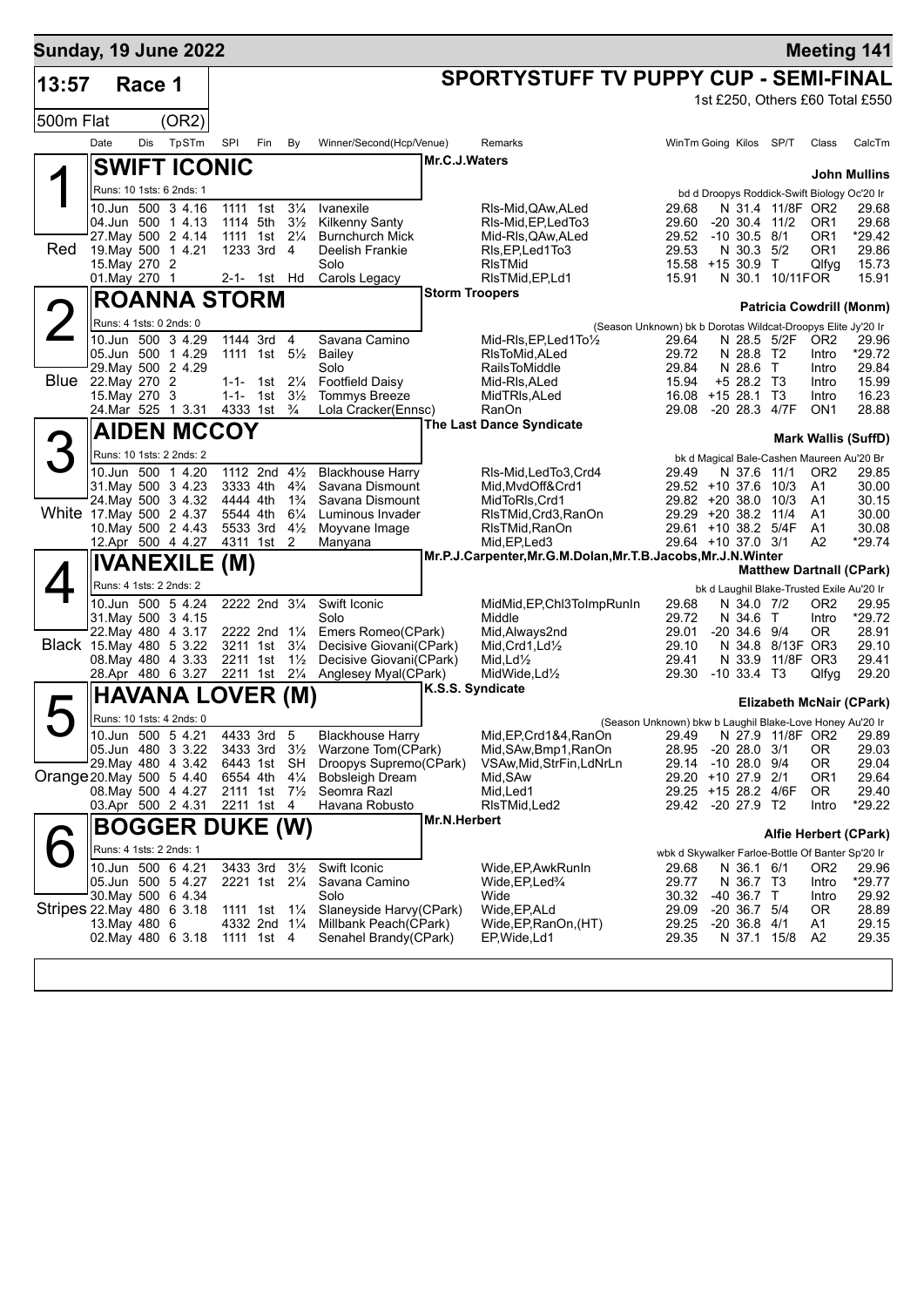**Sunday, 19 June 2022** — **Meeting 141**

# 13:57 Race 1 — SPORTYSTUFF TV PUPPY CUP - SEMI-FINAL

1st £250, Others £60 Total £550

500m Flat (OR2)

| Date | Dis | TpSTm | SPI | Fin | By | Winner/Second(Hcp/Venue) | Remarks | WinTm | Going | Kilos | SP/T | Class | CalcTm |
|---|---|---|---|---|---|---|---|---|---|---|---|---|---|

## 1 — SWIFT ICONIC (Red)

Mr.C.J.Waters — **John Mullins**

Runs: 10 1sts: 6 2nds: 1 — bd d Droopys Roddick-Swift Biology Oc'20 Ir

| Date | Dis | TpSTm | SPI | Fin | By | Winner/Second(Hcp/Venue) | Remarks | WinTm | Going | Kilos | SP/T | Class | CalcTm |
|---|---|---|---|---|---|---|---|---|---|---|---|---|---|
| 10.Jun | 500 | 3 4.16 | 1111 | 1st | 3¼ | Ivanexile | Rls-Mid,QAw,ALed | 29.68 | N | 31.4 | 11/8F | OR2 | 29.68 |
| 04.Jun | 500 | 1 4.13 | 1114 | 5th | 3½ | Kilkenny Santy | Rls-Mid,EP,LedTo3 | 29.60 | -20 | 30.4 | 11/2 | OR1 | 29.68 |
| 27.May | 500 | 2 4.14 | 1111 | 1st | 2¼ | Burnchurch Mick | Mid-Rls,QAw,ALed | 29.52 | -10 | 30.5 | 8/1 | OR1 | *29.42 |
| 19.May | 500 | 1 4.21 | 1233 | 3rd | 4 | Deelish Frankie | Rls,EP,Led1To3 | 29.53 | N | 30.3 | 5/2 | OR1 | 29.86 |
| 15.May | 270 | 2 | | | | Solo | RlsTMid | 15.58 | +15 | 30.9 | T | Qlfyg | 15.73 |
| 01.May | 270 | 1 | 2-1- | 1st | Hd | Carols Legacy | RlsTMid,EP,Ld1 | 15.91 | N | 30.1 | 10/11FOR | | 15.91 |

## 2 — ROANNA STORM (Blue)

Storm Troopers — **Patricia Cowdrill (Monm)**

Runs: 4 1sts: 2 2nds: 0 — (Season Unknown) bk b Dorotas Wildcat-Droopys Elite Jy'20 Ir

| Date | Dis | TpSTm | SPI | Fin | By | Winner/Second(Hcp/Venue) | Remarks | WinTm | Going | Kilos | SP/T | Class | CalcTm |
|---|---|---|---|---|---|---|---|---|---|---|---|---|---|
| 10.Jun | 500 | 3 4.29 | 1144 | 3rd | 4 | Savana Camino | Mid-Rls,EP,Led1To½ | 29.64 | N | 28.5 | 5/2F | OR2 | 29.96 |
| 05.Jun | 500 | 1 4.29 | 1111 | 1st | 5½ | Bailey | RlsToMid,ALed | 29.72 | N | 28.8 | T2 | Intro | *29.72 |
| 29.May | 500 | 2 4.29 | | | | Solo | RailsToMiddle | 29.84 | N | 28.6 | T | Intro | 29.84 |
| 22.May | 270 | 2 | 1-1- | 1st | 2¼ | Footfield Daisy | Mid-Rls,ALed | 15.94 | +5 | 28.2 | T3 | Intro | 15.99 |
| 15.May | 270 | 3 | 1-1- | 1st | 3½ | Tommys Breeze | MidTRls,ALed | 16.08 | +15 | 28.1 | T3 | Intro | 16.23 |
| 24.Mar | 525 | 1 3.31 | 4333 | 1st | ¾ | Lola Cracker(Ennsc) | RanOn | 29.08 | -20 | 28.3 | 4/7F | ON1 | 28.88 |

## 3 — AIDEN MCCOY (White)

The Last Dance Syndicate — **Mark Wallis (SuffD)**

Runs: 10 1sts: 2 2nds: 2 — bk d Magical Bale-Cashen Maureen Au'20 Br

| Date | Dis | TpSTm | SPI | Fin | By | Winner/Second(Hcp/Venue) | Remarks | WinTm | Going | Kilos | SP/T | Class | CalcTm |
|---|---|---|---|---|---|---|---|---|---|---|---|---|---|
| 10.Jun | 500 | 1 4.20 | 1112 | 2nd | 4½ | Blackhouse Harry | Rls-Mid,LedTo3,Crd4 | 29.49 | N | 37.6 | 11/1 | OR2 | 29.85 |
| 31.May | 500 | 3 4.23 | 3333 | 4th | 4¾ | Savana Dismount | Mid,MvdOff&Crd1 | 29.52 | +10 | 37.6 | 10/3 | A1 | 30.00 |
| 24.May | 500 | 3 4.32 | 4444 | 4th | 1¾ | Savana Dismount | MidToRls,Crd1 | 29.82 | +20 | 38.0 | 10/3 | A1 | 30.15 |
| 17.May | 500 | 2 4.37 | 5544 | 4th | 6¼ | Luminous Invader | RlsTMid,Crd3,RanOn | 29.29 | +20 | 38.2 | 11/4 | A1 | 30.00 |
| 10.May | 500 | 2 4.43 | 5533 | 3rd | 4½ | Moyvane Image | RlsTMid,RanOn | 29.61 | +10 | 38.2 | 5/4F | A1 | 30.08 |
| 12.Apr | 500 | 4 4.27 | 4311 | 1st | 2 | Manyana | Mid,EP,Led3 | 29.64 | +10 | 37.0 | 3/1 | A2 | *29.74 |

## 4 — IVANEXILE (M) (Black)

Mr.P.J.Carpenter,Mr.G.M.Dolan,Mr.T.B.Jacobs,Mr.J.N.Winter — **Matthew Dartnall (CPark)**

Runs: 4 1sts: 2 2nds: 2 — bk d Laughil Blake-Trusted Exile Au'20 Ir

| Date | Dis | TpSTm | SPI | Fin | By | Winner/Second(Hcp/Venue) | Remarks | WinTm | Going | Kilos | SP/T | Class | CalcTm |
|---|---|---|---|---|---|---|---|---|---|---|---|---|---|
| 10.Jun | 500 | 5 4.24 | 2222 | 2nd | 3¼ | Swift Iconic | MidMid,EP,Chl3ToImpRunIn | 29.68 | N | 34.0 | 7/2 | OR2 | 29.95 |
| 31.May | 500 | 3 4.15 | | | | Solo | Middle | 29.72 | N | 34.6 | T | Intro | *29.72 |
| 22.May | 480 | 4 3.17 | 2222 | 2nd | 1¼ | Emers Romeo(CPark) | Mid,Always2nd | 29.01 | -20 | 34.6 | 9/4 | OR | 28.91 |
| 15.May | 480 | 5 3.22 | 3211 | 1st | 3¼ | Decisive Giovani(CPark) | Mid,Crd1,Ld½ | 29.10 | N | 34.8 | 8/13F | OR3 | 29.10 |
| 08.May | 480 | 4 3.33 | 2211 | 1st | 1½ | Decisive Giovani(CPark) | Mid,Ld½ | 29.41 | N | 33.9 | 11/8F | OR3 | 29.41 |
| 28.Apr | 480 | 6 3.27 | 2211 | 1st | 2¼ | Anglesey Myal(CPark) | MidWide,Ld½ | 29.30 | -10 | 33.4 | T3 | Qlfyg | 29.20 |

## 5 — HAVANA LOVER (M) (Orange)

K.S.S. Syndicate — **Elizabeth McNair (CPark)**

Runs: 10 1sts: 4 2nds: 0 — (Season Unknown) bkw b Laughil Blake-Love Honey Au'20 Ir

| Date | Dis | TpSTm | SPI | Fin | By | Winner/Second(Hcp/Venue) | Remarks | WinTm | Going | Kilos | SP/T | Class | CalcTm |
|---|---|---|---|---|---|---|---|---|---|---|---|---|---|
| 10.Jun | 500 | 5 4.21 | 4433 | 3rd | 5 | Blackhouse Harry | Mid,EP,Crd1&4,RanOn | 29.49 | N | 27.9 | 11/8F | OR2 | 29.89 |
| 05.Jun | 480 | 3 3.22 | 3433 | 3rd | 3½ | Warzone Tom(CPark) | Mid,SAw,Bmp1,RanOn | 28.95 | -20 | 28.0 | 3/1 | OR | 29.03 |
| 29.May | 480 | 4 3.42 | 6443 | 1st | SH | Droopys Supremo(CPark) | VSAw,Mid,StrFin,LdNrLn | 29.14 | -10 | 28.0 | 9/4 | OR | 29.04 |
| 20.May | 500 | 5 4.40 | 6554 | 4th | 4¼ | Bobsleigh Dream | Mid,SAw | 29.20 | +10 | 27.9 | 2/1 | OR1 | 29.64 |
| 08.May | 500 | 4 4.27 | 2111 | 1st | 7½ | Seomra Razl | Mid,Led1 | 29.25 | +15 | 28.2 | 4/6F | OR | 29.40 |
| 03.Apr | 500 | 2 4.31 | 2211 | 1st | 4 | Havana Robusto | RlsTMid,Led2 | 29.42 | -20 | 27.9 | T2 | Intro | *29.22 |

## 6 — BOGGER DUKE (W) (Stripes)

Mr.N.Herbert — **Alfie Herbert (CPark)**

Runs: 4 1sts: 2 2nds: 1 — wbk d Skywalker Farloe-Bottle Of Banter Sp'20 Ir

| Date | Dis | TpSTm | SPI | Fin | By | Winner/Second(Hcp/Venue) | Remarks | WinTm | Going | Kilos | SP/T | Class | CalcTm |
|---|---|---|---|---|---|---|---|---|---|---|---|---|---|
| 10.Jun | 500 | 6 4.21 | 3433 | 3rd | 3½ | Swift Iconic | Wide,EP,AwkRunIn | 29.68 | N | 36.1 | 6/1 | OR2 | 29.96 |
| 05.Jun | 500 | 5 4.27 | 2221 | 1st | 2¼ | Savana Camino | Wide,EP,Led¾ | 29.77 | N | 36.7 | T3 | Intro | *29.77 |
| 30.May | 500 | 6 4.34 | | | | Solo | Wide | 30.32 | -40 | 36.7 | T | Intro | 29.92 |
| 22.May | 480 | 6 3.18 | 1111 | 1st | 1¼ | Slaneyside Harvy(CPark) | Wide,EP,ALd | 29.09 | -20 | 36.7 | 5/4 | OR | 28.89 |
| 13.May | 480 | 6 | 4332 | 2nd | 1¼ | Millbank Peach(CPark) | Wide,EP,RanOn,(HT) | 29.25 | -20 | 36.8 | 4/1 | A1 | 29.15 |
| 02.May | 480 | 6 3.18 | 1111 | 1st | 4 | Senahel Brandy(CPark) | EP,Wide,Ld1 | 29.35 | N | 37.1 | 15/8 | A2 | 29.35 |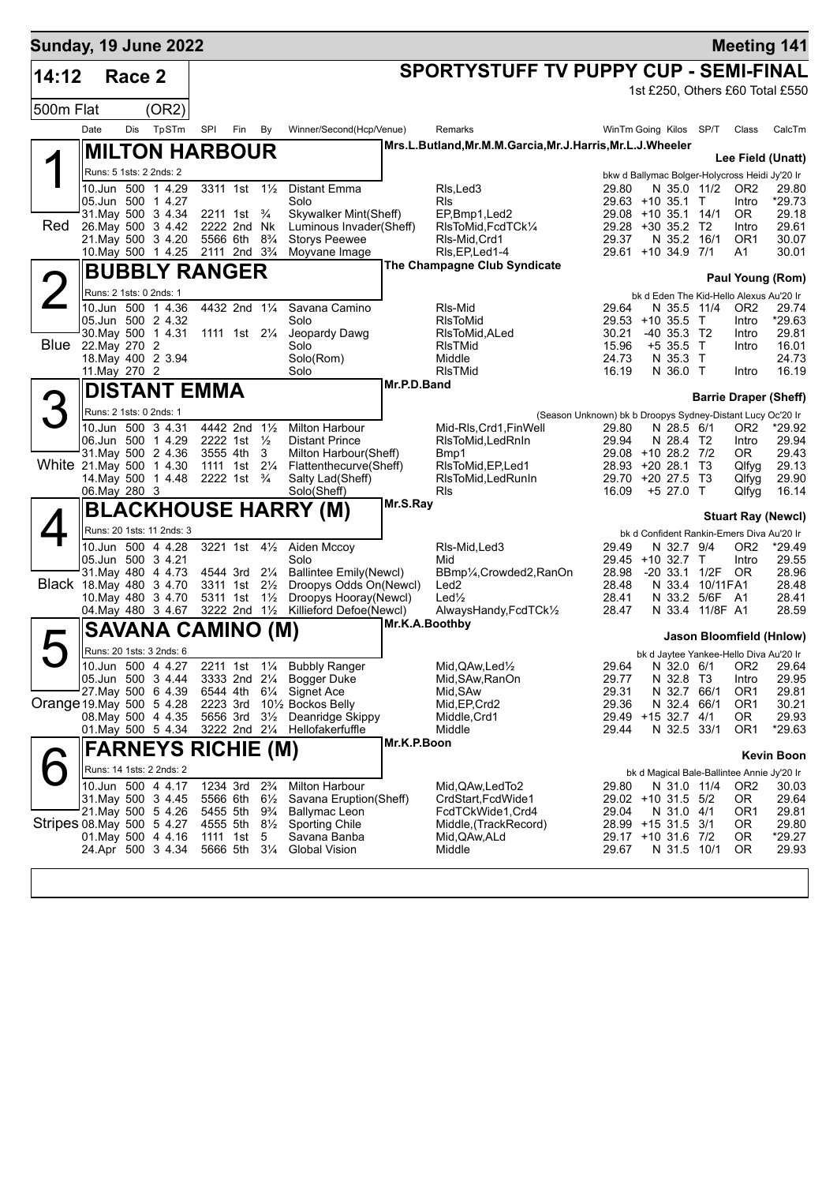**Sunday, 19 June 2022** — **Meeting 141**

# 14:12 Race 2 — SPORTYSTUFF TV PUPPY CUP - SEMI-FINAL

500m Flat (OR2) — 1st £250, Others £60 Total £550

| Date | Dis | TpSTm | SPI | Fin | By | Winner/Second(Hcp/Venue) | Remarks | WinTm | Going | Kilos | SP/T | Class | CalcTm |
|---|---|---|---|---|---|---|---|---|---|---|---|---|---|

## 1 (Red) MILTON HARBOUR
Mrs.L.Butland,Mr.M.M.Garcia,Mr.J.Harris,Mr.L.J.Wheeler — Lee Field (Unatt)
Runs: 5 1sts: 2 2nds: 2 — bkw d Ballymac Bolger-Holycross Heidi Jy'20 Ir

| Date | Dis | TpSTm | SPI | Fin | By | Winner/Second(Hcp/Venue) | Remarks | WinTm | Going | Kilos | SP/T | Class | CalcTm |
|---|---|---|---|---|---|---|---|---|---|---|---|---|---|
| 10.Jun | 500 | 1 4.29 | 3311 | 1st | 1½ | Distant Emma | Rls,Led3 | 29.80 | N | 35.0 | 11/2 | OR2 | 29.80 |
| 05.Jun | 500 | 1 4.27 | | | | Solo | Rls | 29.63 | +10 | 35.1 | T | Intro | *29.73 |
| 31.May | 500 | 3 4.34 | 2211 | 1st | ¾ | Skywalker Mint(Sheff) | EP,Bmp1,Led2 | 29.08 | +10 | 35.1 | 14/1 | OR | 29.18 |
| 26.May | 500 | 3 4.42 | 2222 | 2nd | Nk | Luminous Invader(Sheff) | RlsToMid,FcdTCk¼ | 29.28 | +30 | 35.2 | T2 | Intro | 29.61 |
| 21.May | 500 | 3 4.20 | 5566 | 6th | 8¾ | Storys Peewee | Rls-Mid,Crd1 | 29.37 | N | 35.2 | 16/1 | OR1 | 30.07 |
| 10.May | 500 | 1 4.25 | 2111 | 2nd | 3¾ | Moyvane Image | Rls,EP,Led1-4 | 29.61 | +10 | 34.9 | 7/1 | A1 | 30.01 |

## 2 (Blue) BUBBLY RANGER
The Champagne Club Syndicate — Paul Young (Rom)
Runs: 2 1sts: 0 2nds: 1 — bk d Eden The Kid-Hello Alexus Au'20 Ir

| Date | Dis | TpSTm | SPI | Fin | By | Winner/Second(Hcp/Venue) | Remarks | WinTm | Going | Kilos | SP/T | Class | CalcTm |
|---|---|---|---|---|---|---|---|---|---|---|---|---|---|
| 10.Jun | 500 | 1 4.36 | 4432 | 2nd | 1¼ | Savana Camino | Rls-Mid | 29.64 | N | 35.5 | 11/4 | OR2 | 29.74 |
| 05.Jun | 500 | 2 4.32 | | | | Solo | RlsToMid | 29.53 | +10 | 35.5 | T | Intro | *29.63 |
| 30.May | 500 | 1 4.31 | 1111 | 1st | 2¼ | Jeopardy Dawg | RlsToMid,ALed | 30.21 | -40 | 35.3 | T2 | Intro | 29.81 |
| 22.May | 270 | 2 | | | | Solo | RlsTMid | 15.96 | +5 | 35.5 | T | Intro | 16.01 |
| 18.May | 400 | 2 3.94 | | | | Solo(Rom) | Middle | 24.73 | N | 35.3 | T | | 24.73 |
| 11.May | 270 | 2 | | | | Solo | RlsTMid | 16.19 | N | 36.0 | T | Intro | 16.19 |

## 3 (White) DISTANT EMMA
Mr.P.D.Band — Barrie Draper (Sheff)
Runs: 2 1sts: 0 2nds: 1 — (Season Unknown) bk b Droopys Sydney-Distant Lucy Oc'20 Ir

| Date | Dis | TpSTm | SPI | Fin | By | Winner/Second(Hcp/Venue) | Remarks | WinTm | Going | Kilos | SP/T | Class | CalcTm |
|---|---|---|---|---|---|---|---|---|---|---|---|---|---|
| 10.Jun | 500 | 3 4.31 | 4442 | 2nd | 1½ | Milton Harbour | Mid-Rls,Crd1,FinWell | 29.80 | N | 28.5 | 6/1 | OR2 | *29.92 |
| 06.Jun | 500 | 1 4.29 | 2222 | 1st | ½ | Distant Prince | RlsToMid,LedRnIn | 29.94 | N | 28.4 | T2 | Intro | 29.94 |
| 31.May | 500 | 2 4.36 | 3555 | 4th | 3 | Milton Harbour(Sheff) | Bmp1 | 29.08 | +10 | 28.2 | 7/2 | OR | 29.43 |
| 21.May | 500 | 1 4.30 | 1111 | 1st | 2¼ | Flattenthecurve(Sheff) | RlsToMid,EP,Led1 | 28.93 | +20 | 28.1 | T3 | Qlfyg | 29.13 |
| 14.May | 500 | 1 4.48 | 2222 | 1st | ¾ | Salty Lad(Sheff) | RlsToMid,LedRunIn | 29.70 | +20 | 27.5 | T3 | Qlfyg | 29.90 |
| 06.May | 280 | 3 | | | | Solo(Sheff) | Rls | 16.09 | +5 | 27.0 | T | Qlfyg | 16.14 |

## 4 (Black) BLACKHOUSE HARRY (M)
Mr.S.Ray — Stuart Ray (Newcl)
Runs: 20 1sts: 11 2nds: 3 — bk d Confident Rankin-Emers Diva Au'20 Ir

| Date | Dis | TpSTm | SPI | Fin | By | Winner/Second(Hcp/Venue) | Remarks | WinTm | Going | Kilos | SP/T | Class | CalcTm |
|---|---|---|---|---|---|---|---|---|---|---|---|---|---|
| 10.Jun | 500 | 4 4.28 | 3221 | 1st | 4½ | Aiden Mccoy | Rls-Mid,Led3 | 29.49 | N | 32.7 | 9/4 | OR2 | *29.49 |
| 05.Jun | 500 | 3 4.21 | | | | Solo | Mid | 29.45 | +10 | 32.7 | T | Intro | 29.55 |
| 31.May | 480 | 4 4.73 | 4544 | 3rd | 2¼ | Ballintee Emily(Newcl) | BBmp¼,Crowded2,RanOn | 28.98 | -20 | 33.1 | 1/2F | OR | 28.96 |
| 18.May | 480 | 3 4.70 | 3311 | 1st | 2½ | Droopys Odds On(Newcl) | Led2 | 28.48 | N | 33.4 | 10/11FA1 | | 28.48 |
| 10.May | 480 | 3 4.70 | 5311 | 1st | 1½ | Droopys Hooray(Newcl) | Led½ | 28.41 | N | 33.2 | 5/6F | A1 | 28.41 |
| 04.May | 480 | 3 4.67 | 3222 | 2nd | 1½ | Killieford Defoe(Newcl) | AlwaysHandy,FcdTCk½ | 28.47 | N | 33.4 | 11/8F | A1 | 28.59 |

## 5 (Orange) SAVANA CAMINO (M)
Mr.K.A.Boothby — Jason Bloomfield (Hnlow)
Runs: 20 1sts: 3 2nds: 6 — bk d Jaytee Yankee-Hello Diva Au'20 Ir

| Date | Dis | TpSTm | SPI | Fin | By | Winner/Second(Hcp/Venue) | Remarks | WinTm | Going | Kilos | SP/T | Class | CalcTm |
|---|---|---|---|---|---|---|---|---|---|---|---|---|---|
| 10.Jun | 500 | 4 4.27 | 2211 | 1st | 1¼ | Bubbly Ranger | Mid,QAw,Led½ | 29.64 | N | 32.0 | 6/1 | OR2 | 29.64 |
| 05.Jun | 500 | 3 4.44 | 3333 | 2nd | 2¼ | Bogger Duke | Mid,SAw,RanOn | 29.77 | N | 32.8 | T3 | Intro | 29.95 |
| 27.May | 500 | 6 4.39 | 6544 | 4th | 6¼ | Signet Ace | Mid,SAw | 29.31 | N | 32.7 | 66/1 | OR1 | 29.81 |
| 19.May | 500 | 5 4.28 | 2223 | 3rd | 10½ | Bockos Belly | Mid,EP,Crd2 | 29.36 | N | 32.4 | 66/1 | OR1 | 30.21 |
| 08.May | 500 | 4 4.35 | 5656 | 3rd | 3½ | Deanridge Skippy | Middle,Crd1 | 29.49 | +15 | 32.7 | 4/1 | OR | 29.93 |
| 01.May | 500 | 5 4.34 | 3222 | 2nd | 2¼ | Hellofakerfuffle | Middle | 29.44 | N | 32.5 | 33/1 | OR1 | *29.63 |

## 6 (Stripes) FARNEYS RICHIE (M)
Mr.K.P.Boon — Kevin Boon
Runs: 14 1sts: 2 2nds: 2 — bk d Magical Bale-Ballintee Annie Jy'20 Ir

| Date | Dis | TpSTm | SPI | Fin | By | Winner/Second(Hcp/Venue) | Remarks | WinTm | Going | Kilos | SP/T | Class | CalcTm |
|---|---|---|---|---|---|---|---|---|---|---|---|---|---|
| 10.Jun | 500 | 4 4.17 | 1234 | 3rd | 2¾ | Milton Harbour | Mid,QAw,LedTo2 | 29.80 | N | 31.0 | 11/4 | OR2 | 30.03 |
| 31.May | 500 | 3 4.45 | 5566 | 6th | 6½ | Savana Eruption(Sheff) | CrdStart,FcdWide1 | 29.02 | +10 | 31.5 | 5/2 | OR | 29.64 |
| 21.May | 500 | 5 4.26 | 5455 | 5th | 9¾ | Ballymac Leon | FcdTCkWide1,Crd4 | 29.04 | N | 31.0 | 4/1 | OR1 | 29.81 |
| 08.May | 500 | 5 4.27 | 4555 | 5th | 8½ | Sporting Chile | Middle,(TrackRecord) | 28.99 | +15 | 31.5 | 3/1 | OR | 29.80 |
| 01.May | 500 | 4 4.16 | 1111 | 1st | 5 | Savana Banba | Mid,QAw,ALd | 29.17 | +10 | 31.6 | 7/2 | OR | *29.27 |
| 24.Apr | 500 | 3 4.34 | 5666 | 5th | 3¼ | Global Vision | Middle | 29.67 | N | 31.5 | 10/1 | OR | 29.93 |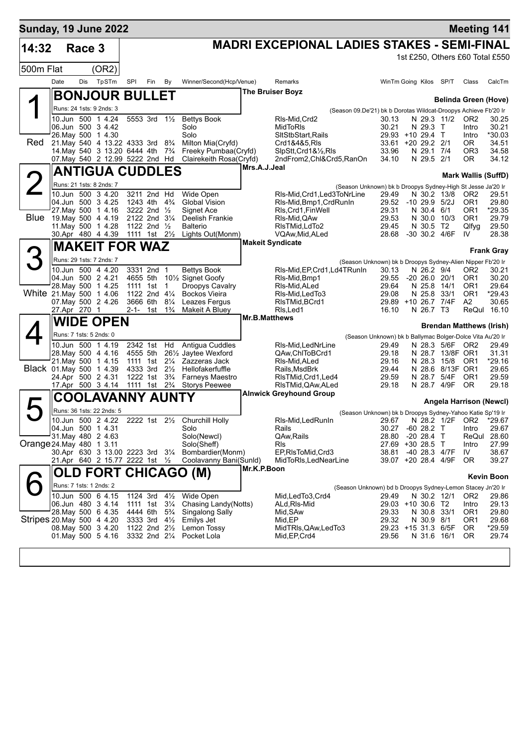**Sunday, 19 June 2022** — **Meeting 141**

# 14:32 Race 3 — MADRI EXCEPIONAL LADIES STAKES - SEMI-FINAL

1st £250, Others £60 Total £550

500m Flat (OR2)

| Date | Dis | TpSTm | SPI | Fin | By | Winner/Second(Hcp/Venue) | Remarks | WinTm | Going | Kilos | SP/T | Class | CalcTm |
|---|---|---|---|---|---|---|---|---|---|---|---|---|---|

## 1 BONJOUR BULLET (Red)

The Bruiser Boyz — Belinda Green (Hove)

Runs: 24 1sts: 9 2nds: 3 — (Season 09.De'21) bk b Dorotas Wildcat-Droopys Achieve Fb'20 Ir

| Date | Dis | TpSTm | SPI | Fin | By | Winner/Second(Hcp/Venue) | Remarks | WinTm | Going | Kilos | SP/T | Class | CalcTm |
|---|---|---|---|---|---|---|---|---|---|---|---|---|---|
| 10.Jun | 500 | 1 4.24 | 5553 | 3rd | 1½ | Bettys Book | Rls-Mid,Crd2 | 30.13 | N | 29.3 | 11/2 | OR2 | 30.25 |
| 06.Jun | 500 | 3 4.42 | | | | Solo | MidToRls | 30.21 | N | 29.3 | T | Intro | 30.21 |
| 26.May | 500 | 1 4.30 | | | | Solo | SltStbStart,Rails | 29.93 | +10 | 29.4 | T | Intro | *30.03 |
| 21.May | 540 | 4 13.22 | 4333 | 3rd | 8¾ | Milton Mia(Cryfd) | Crd1&4&5,Rls | 33.61 | +20 | 29.2 | 2/1 | OR | 34.51 |
| 14.May | 540 | 3 13.20 | 6444 | 4th | 7¾ | Freeky Pumbaa(Cryfd) | SlpStt,Crd1&½,Rls | 33.96 | N | 29.1 | 7/4 | OR3 | 34.58 |
| 07.May | 540 | 2 12.99 | 5222 | 2nd | Hd | Clairekeith Rosa(Cryfd) | 2ndFrom2,Chl&Crd5,RanOn | 34.10 | N | 29.5 | 2/1 | OR | 34.12 |

## 2 ANTIGUA CUDDLES (Blue)

Mrs.A.J.Jeal — Mark Wallis (SuffD)

Runs: 21 1sts: 8 2nds: 7 — (Season Unknown) bk b Droopys Sydney-High St Jesse Ja'20 Ir

| Date | Dis | TpSTm | SPI | Fin | By | Winner/Second(Hcp/Venue) | Remarks | WinTm | Going | Kilos | SP/T | Class | CalcTm |
|---|---|---|---|---|---|---|---|---|---|---|---|---|---|
| 10.Jun | 500 | 3 4.20 | 3211 | 2nd | Hd | Wide Open | Rls-Mid,Crd1,Led3ToNrLine | 29.49 | N | 30.2 | 13/8 | OR2 | 29.51 |
| 04.Jun | 500 | 3 4.25 | 1243 | 4th | 4¾ | Global Vision | Rls-Mid,Bmp1,CrdRunIn | 29.52 | -10 | 29.9 | 5/2J | OR1 | 29.80 |
| 27.May | 500 | 1 4.16 | 3222 | 2nd | ½ | Signet Ace | Rls,Crd1,FinWell | 29.31 | N | 30.4 | 6/1 | OR1 | *29.35 |
| 19.May | 500 | 4 4.19 | 2122 | 2nd | 3¼ | Deelish Frankie | Rls-Mid,QAw | 29.53 | N | 30.0 | 10/3 | OR1 | 29.79 |
| 11.May | 500 | 1 4.28 | 1122 | 2nd | ½ | Balterio | RlsTMid,LdTo2 | 29.45 | N | 30.5 | T2 | Qlfyg | 29.50 |
| 30.Apr | 480 | 4 4.39 | 1111 | 1st | 2½ | Lights Out(Monm) | VQAw,Mid,ALed | 28.68 | -30 | 30.2 | 4/6F | IV | 28.38 |

## 3 MAKEIT FOR WAZ (White)

Makeit Syndicate — Frank Gray

Runs: 29 1sts: 7 2nds: 7 — (Season Unknown) bk b Droopys Sydney-Alien Nipper Fb'20 Ir

| Date | Dis | TpSTm | SPI | Fin | By | Winner/Second(Hcp/Venue) | Remarks | WinTm | Going | Kilos | SP/T | Class | CalcTm |
|---|---|---|---|---|---|---|---|---|---|---|---|---|---|
| 10.Jun | 500 | 4 4.20 | 3331 | 2nd | 1 | Bettys Book | Rls-Mid,EP,Crd1,Ld4TRunIn | 30.13 | N | 26.2 | 9/4 | OR2 | 30.21 |
| 04.Jun | 500 | 2 4.21 | 4655 | 5th | 10½ | Signet Goofy | Rls-Mid,Bmp1 | 29.55 | -20 | 26.0 | 20/1 | OR1 | 30.20 |
| 28.May | 500 | 1 4.25 | 1111 | 1st | 1 | Droopys Cavalry | Rls-Mid,ALed | 29.64 | N | 25.8 | 14/1 | OR1 | 29.64 |
| 21.May | 500 | 1 4.06 | 1122 | 2nd | 4¼ | Bockos Vieira | Rls-Mid,LedTo3 | 29.08 | N | 25.8 | 33/1 | OR1 | *29.43 |
| 07.May | 500 | 2 4.26 | 3666 | 6th | 8¼ | Leazes Fergus | RlsTMid,BCrd1 | 29.89 | +10 | 26.7 | 7/4F | A2 | 30.65 |
| 27.Apr | 270 | 1 | 2-1- | 1st | 1¾ | Makeit A Bluey | Rls,Led1 | 16.10 | N | 26.7 | T3 | ReQul | 16.10 |

## 4 WIDE OPEN (Black)

Mr.B.Matthews — Brendan Matthews (Irish)

Runs: 7 1sts: 5 2nds: 0 — (Season Unknown) bk b Ballymac Bolger-Dolce Vita Au'20 Ir

| Date | Dis | TpSTm | SPI | Fin | By | Winner/Second(Hcp/Venue) | Remarks | WinTm | Going | Kilos | SP/T | Class | CalcTm |
|---|---|---|---|---|---|---|---|---|---|---|---|---|---|
| 10.Jun | 500 | 1 4.19 | 2342 | 1st | Hd | Antigua Cuddles | Rls-Mid,LedNrLine | 29.49 | N | 28.3 | 5/6F | OR2 | 29.49 |
| 28.May | 500 | 4 4.16 | 4555 | 5th | 26½ | Jaytee Wexford | QAw,ChlToBCrd1 | 29.18 | N | 28.7 | 13/8F | OR1 | 31.31 |
| 21.May | 500 | 1 4.15 | 1111 | 1st | 2¼ | Zazzeras Jack | Rls-Mid,ALed | 29.16 | N | 28.3 | 15/8 | OR1 | *29.16 |
| 01.May | 500 | 1 4.39 | 4333 | 3rd | 2½ | Hellofakerfuffle | Rails,MsdBrk | 29.44 | N | 28.6 | 8/13F | OR1 | 29.65 |
| 24.Apr | 500 | 2 4.31 | 1222 | 1st | 3¾ | Farneys Maestro | RlsTMid,Crd1,Led4 | 29.59 | N | 28.7 | 5/4F | OR1 | 29.59 |
| 17.Apr | 500 | 3 4.14 | 1111 | 1st | 2¾ | Storys Peewee | RlsTMid,QAw,ALed | 29.18 | N | 28.7 | 4/9F | OR | 29.18 |

## 5 COOLAVANNY AUNTY (Orange)

Alnwick Greyhound Group — Angela Harrison (Newcl)

Runs: 36 1sts: 22 2nds: 5 — (Season Unknown) bk b Droopys Sydney-Yahoo Katie Sp'19 Ir

| Date | Dis | TpSTm | SPI | Fin | By | Winner/Second(Hcp/Venue) | Remarks | WinTm | Going | Kilos | SP/T | Class | CalcTm |
|---|---|---|---|---|---|---|---|---|---|---|---|---|---|
| 10.Jun | 500 | 2 4.22 | 2222 | 1st | 2½ | Churchill Holly | Rls-Mid,LedRunIn | 29.67 | N | 28.2 | 1/2F | OR2 | *29.67 |
| 04.Jun | 500 | 1 4.31 | | | | Solo | Rails | 30.27 | -60 | 28.2 | T | Intro | 29.67 |
| 31.May | 480 | 2 4.63 | | | | Solo(Newcl) | QAw,Rails | 28.80 | -20 | 28.4 | T | ReQul | 28.60 |
| 24.May | 480 | 1 3.11 | | | | Solo(Sheff) | Rls | 27.69 | +30 | 28.5 | T | Intro | 27.99 |
| 30.Apr | 630 | 3 13.00 | 2223 | 3rd | 3¼ | Bombardier(Monm) | EP,RlsToMid,Crd3 | 38.81 | -40 | 28.3 | 4/7F | IV | 38.67 |
| 21.Apr | 640 | 2 15.77 | 2222 | 1st | ½ | Coolavanny Bani(Sunld) | MidToRls,LedNearLine | 39.07 | +20 | 28.4 | 4/9F | OR | 39.27 |

## 6 OLD FORT CHICAGO (M) (Stripes)

Mr.K.P.Boon — Kevin Boon

Runs: 7 1sts: 1 2nds: 2 — (Season Unknown) bd b Droopys Sydney-Lemon Stacey Jn'20 Ir

| Date | Dis | TpSTm | SPI | Fin | By | Winner/Second(Hcp/Venue) | Remarks | WinTm | Going | Kilos | SP/T | Class | CalcTm |
|---|---|---|---|---|---|---|---|---|---|---|---|---|---|
| 10.Jun | 500 | 6 4.15 | 1124 | 3rd | 4½ | Wide Open | Mid,LedTo3,Crd4 | 29.49 | N | 30.2 | 12/1 | OR2 | 29.86 |
| 06.Jun | 480 | 3 4.14 | 1111 | 1st | 3¼ | Chasing Landy(Notts) | ALd,Rls-Mid | 29.03 | +10 | 30.6 | T2 | Intro | 29.13 |
| 28.May | 500 | 6 4.35 | 4444 | 6th | 5¾ | Singalong Sally | Mid,SAw | 29.33 | N | 30.8 | 33/1 | OR1 | 29.80 |
| 20.May | 500 | 4 4.20 | 3333 | 3rd | 4½ | Emilys Jet | Mid,EP | 29.32 | N | 30.9 | 8/1 | OR1 | 29.68 |
| 08.May | 500 | 3 4.20 | 1122 | 2nd | 2½ | Lemon Tossy | MidTRls,QAw,LedTo3 | 29.23 | +15 | 31.3 | 6/5F | OR | *29.59 |
| 01.May | 500 | 5 4.16 | 3332 | 2nd | 2¼ | Pocket Lola | Mid,EP,Crd4 | 29.56 | N | 31.6 | 16/1 | OR | 29.74 |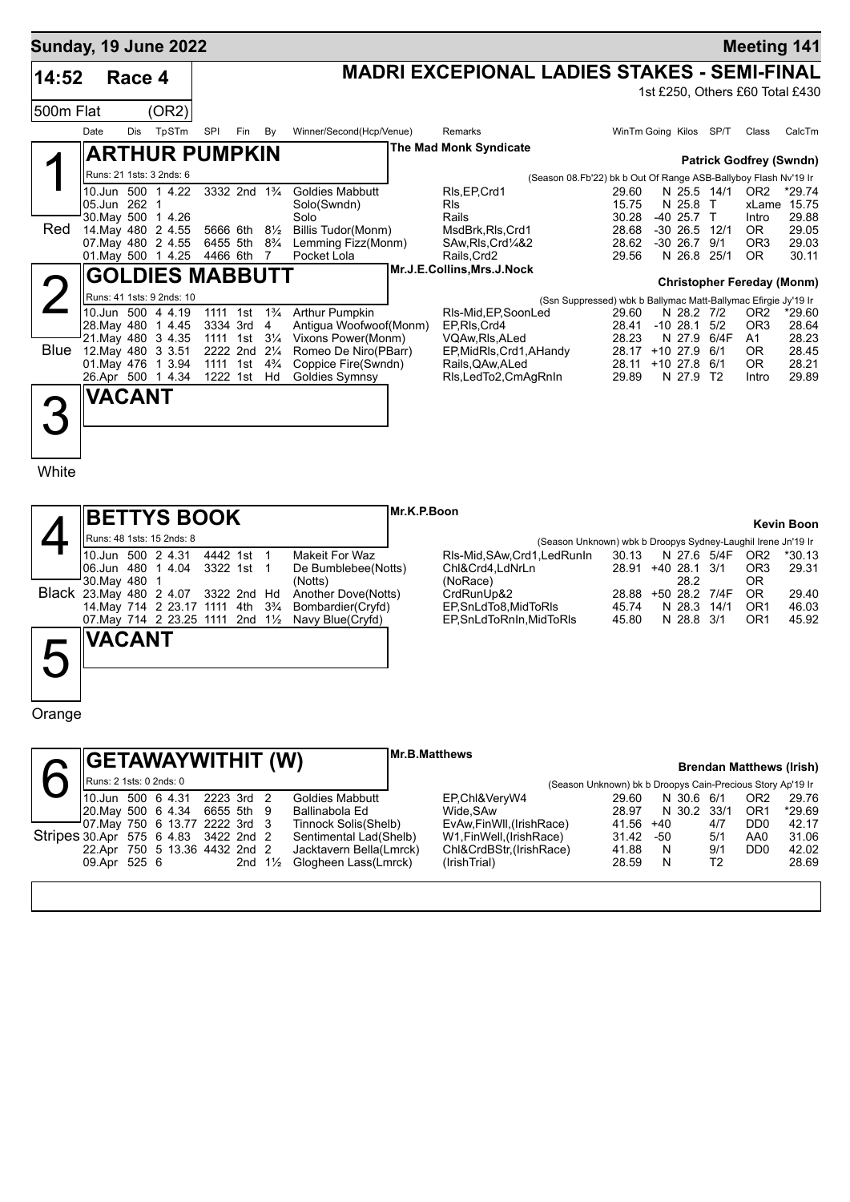**Sunday, 19 June 2022** | **Meeting 141**

# 14:52 Race 4 — MADRI EXCEPIONAL LADIES STAKES - SEMI-FINAL

500m Flat (OR2)

1st £250, Others £60 Total £430

## 1 Red — ARTHUR PUMPKIN

The Mad Monk Syndicate — **Patrick Godfrey (Swndn)**

Runs: 21 1sts: 3 2nds: 6 — (Season 08.Fb'22) bk b Out Of Range ASB-Ballyboy Flash Nv'19 Ir

| Date | Dis | TpSTm | SPl | Fin | By | Winner/Second(Hcp/Venue) | Remarks | WinTm | Going | Kilos | SP/T | Class | CalcTm |
|---|---|---|---|---|---|---|---|---|---|---|---|---|---|
| 10.Jun | 500 | 1 4.22 | 3332 | 2nd | 1¾ | Goldies Mabbutt | Rls,EP,Crd1 | 29.60 | N | 25.5 | 14/1 | OR2 | *29.74 |
| 05.Jun | 262 | 1 | | | | Solo(Swndn) | Rls | 15.75 | N | 25.8 | T | xLame | 15.75 |
| 30.May | 500 | 1 4.26 | | | | Solo | Rails | 30.28 | -40 | 25.7 | T | Intro | 29.88 |
| 14.May | 480 | 2 4.55 | 5666 | 6th | 8½ | Billis Tudor(Monm) | MsdBrk,Rls,Crd1 | 28.68 | -30 | 26.5 | 12/1 | OR | 29.05 |
| 07.May | 480 | 2 4.55 | 6455 | 5th | 8¾ | Lemming Fizz(Monm) | SAw,Rls,Crd¼&2 | 28.62 | -30 | 26.7 | 9/1 | OR3 | 29.03 |
| 01.May | 500 | 1 4.25 | 4466 | 6th | 7 | Pocket Lola | Rails,Crd2 | 29.56 | N | 26.8 | 25/1 | OR | 30.11 |

## 2 Blue — GOLDIES MABBUTT

Mr.J.E.Collins,Mrs.J.Nock — **Christopher Fereday (Monm)**

Runs: 41 1sts: 9 2nds: 10 — (Ssn Suppressed) wbk b Ballymac Matt-Ballymac Efirgie Jy'19 Ir

| Date | Dis | TpSTm | SPl | Fin | By | Winner/Second(Hcp/Venue) | Remarks | WinTm | Going | Kilos | SP/T | Class | CalcTm |
|---|---|---|---|---|---|---|---|---|---|---|---|---|---|
| 10.Jun | 500 | 4 4.19 | 1111 | 1st | 1¾ | Arthur Pumpkin | Rls-Mid,EP,SoonLed | 29.60 | N | 28.2 | 7/2 | OR2 | *29.60 |
| 28.May | 480 | 1 4.45 | 3334 | 3rd | 4 | Antigua Woofwoof(Monm) | EP,Rls,Crd4 | 28.41 | -10 | 28.1 | 5/2 | OR3 | 28.64 |
| 21.May | 480 | 3 4.35 | 1111 | 1st | 3¼ | Vixons Power(Monm) | VQAw,Rls,ALed | 28.23 | N | 27.9 | 6/4F | A1 | 28.23 |
| 12.May | 480 | 3 3.51 | 2222 | 2nd | 2¼ | Romeo De Niro(PBarr) | EP,MidRls,Crd1,AHandy | 28.17 | +10 | 27.9 | 6/1 | OR | 28.45 |
| 01.May | 476 | 1 3.94 | 1111 | 1st | 4¾ | Coppice Fire(Swndn) | Rails,QAw,ALed | 28.11 | +10 | 27.8 | 6/1 | OR | 28.21 |
| 26.Apr | 500 | 1 4.34 | 1222 | 1st | Hd | Goldies Symnsy | Rls,LedTo2,CmAgRnIn | 29.89 | N | 27.9 | T2 | Intro | 29.89 |

## 3 White — VACANT

## 4 Black — BETTYS BOOK

Mr.K.P.Boon — **Kevin Boon**

Runs: 48 1sts: 15 2nds: 8 — (Season Unknown) wbk b Droopys Sydney-Laughil Irene Jn'19 Ir

| Date | Dis | TpSTm | SPl | Fin | By | Winner/Second(Hcp/Venue) | Remarks | WinTm | Going | Kilos | SP/T | Class | CalcTm |
|---|---|---|---|---|---|---|---|---|---|---|---|---|---|
| 10.Jun | 500 | 2 4.31 | 4442 | 1st | 1 | Makeit For Waz | Rls-Mid,SAw,Crd1,LedRunIn | 30.13 | N | 27.6 | 5/4F | OR2 | *30.13 |
| 06.Jun | 480 | 1 4.04 | 3322 | 1st | 1 | De Bumblebee(Notts) | Chl&Crd4,LdNrLn | 28.91 | +40 | 28.1 | 3/1 | OR3 | 29.31 |
| 30.May | 480 | 1 | | | | (Notts) | (NoRace) | | | 28.2 | | OR | |
| 23.May | 480 | 2 4.07 | 3322 | 2nd | Hd | Another Dove(Notts) | CrdRunUp&2 | 28.88 | +50 | 28.2 | 7/4F | OR | 29.40 |
| 14.May | 714 | 2 23.17 | 1111 | 4th | 3¾ | Bombardier(Cryfd) | EP,SnLdTo8,MidToRls | 45.74 | N | 28.3 | 14/1 | OR1 | 46.03 |
| 07.May | 714 | 2 23.25 | 1111 | 2nd | 1½ | Navy Blue(Cryfd) | EP,SnLdToRnIn,MidToRls | 45.80 | N | 28.8 | 3/1 | OR1 | 45.92 |

## 5 Orange — VACANT

## 6 Stripes — GETAWAYWITHIT (W)

Mr.B.Matthews — **Brendan Matthews (Irish)**

Runs: 2 1sts: 0 2nds: 0 — (Season Unknown) bk b Droopys Cain-Precious Story Ap'19 Ir

| Date | Dis | TpSTm | SPl | Fin | By | Winner/Second(Hcp/Venue) | Remarks | WinTm | Going | Kilos | SP/T | Class | CalcTm |
|---|---|---|---|---|---|---|---|---|---|---|---|---|---|
| 10.Jun | 500 | 6 4.31 | 2223 | 3rd | 2 | Goldies Mabbutt | EP,Chl&VeryW4 | 29.60 | N | 30.6 | 6/1 | OR2 | 29.76 |
| 20.May | 500 | 6 4.34 | 6655 | 5th | 9 | Ballinabola Ed | Wide,SAw | 28.97 | N | 30.2 | 33/1 | OR1 | *29.69 |
| 07.May | 750 | 6 13.77 | 2222 | 3rd | 3 | Tinnock Solis(Shelb) | EvAw,FinWll,(IrishRace) | 41.56 | +40 | | 4/7 | DD0 | 42.17 |
| 30.Apr | 575 | 6 4.83 | 3422 | 2nd | 2 | Sentimental Lad(Shelb) | W1,FinWell,(IrishRace) | 31.42 | -50 | | 5/1 | AA0 | 31.06 |
| 22.Apr | 750 | 5 13.36 | 4432 | 2nd | 2 | Jacktavern Bella(Lmrck) | Chl&CrdBStr,(IrishRace) | 41.88 | N | | 9/1 | DD0 | 42.02 |
| 09.Apr | 525 | 6 | | 2nd | 1½ | Glogheen Lass(Lmrck) | (IrishTrial) | 28.59 | N | | T2 | | 28.69 |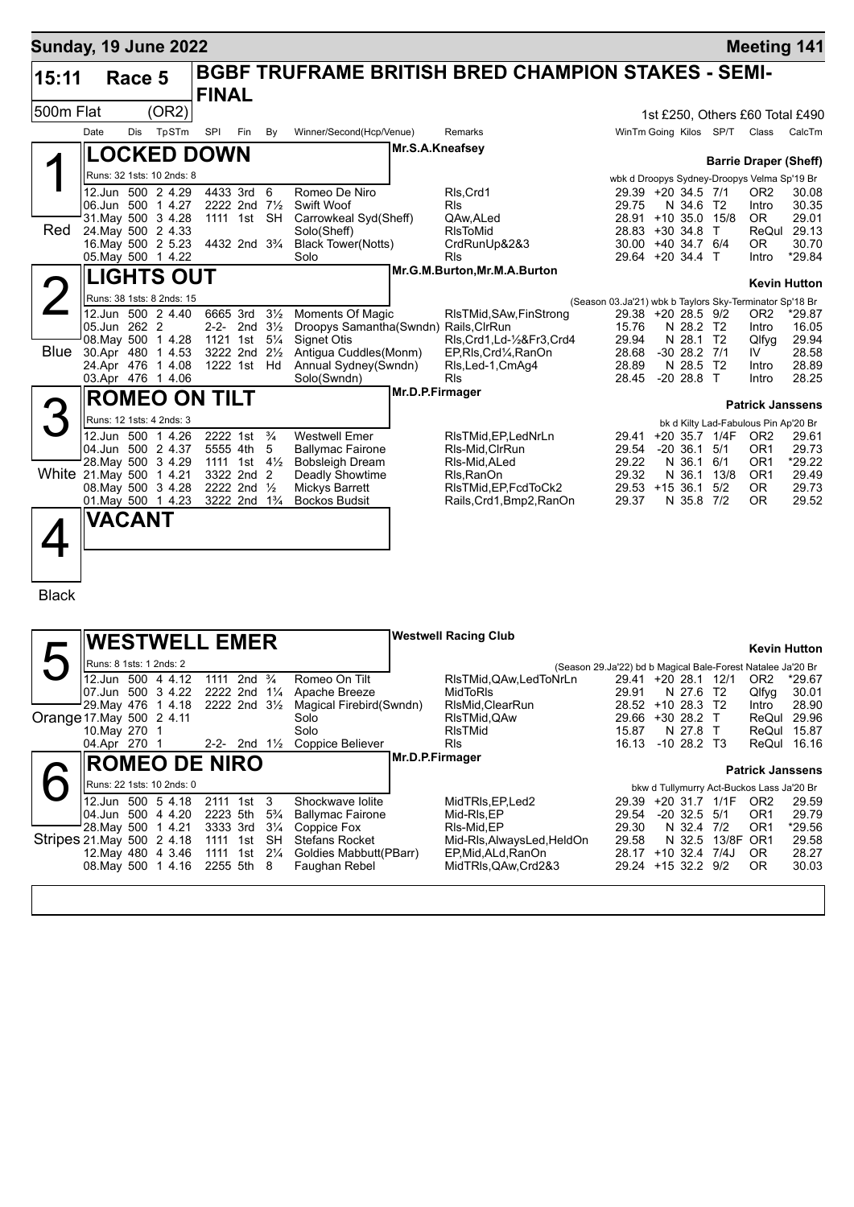## Sunday, 19 June 2022 — Meeting 141

**15:11 Race 5 — BGBF TRUFRAME BRITISH BRED CHAMPION STAKES - SEMI-FINAL**

500m Flat (OR2) — 1st £250, Others £60 Total £490

| Date | Dis | TpSTm | SPl | Fin | By | Winner/Second(Hcp/Venue) | Remarks | WinTm | Going | Kilos | SP/T | Class | CalcTm |
|---|---|---|---|---|---|---|---|---|---|---|---|---|---|

### 1 (Red) — LOCKED DOWN
Mr.S.A.Kneafsey — Barrie Draper (Sheff)
Runs: 32 1sts: 10 2nds: 8 — wbk d Droopys Sydney-Droopys Velma Sp'19 Br

| Date | Dis | TpSTm | SPl | Fin | By | Winner/Second(Hcp/Venue) | Remarks | WinTm | Going | Kilos | SP/T | Class | CalcTm |
|---|---|---|---|---|---|---|---|---|---|---|---|---|---|
| 12.Jun | 500 | 2 4.29 | 4433 | 3rd | 6 | Romeo De Niro | Rls,Crd1 | 29.39 | +20 | 34.5 | 7/1 | OR2 | 30.08 |
| 06.Jun | 500 | 1 4.27 | 2222 | 2nd | 7½ | Swift Woof | Rls | 29.75 | N | 34.6 | T2 | Intro | 30.35 |
| 31.May | 500 | 3 4.28 | 1111 | 1st | SH | Carrowkeal Syd(Sheff) | QAw,ALed | 28.91 | +10 | 35.0 | 15/8 | OR | 29.01 |
| 24.May | 500 | 2 4.33 | | | | Solo(Sheff) | RlsToMid | 28.83 | +30 | 34.8 | T | ReQul | 29.13 |
| 16.May | 500 | 2 5.23 | 4432 | 2nd | 3¾ | Black Tower(Notts) | CrdRunUp&2&3 | 30.00 | +40 | 34.7 | 6/4 | OR | 30.70 |
| 05.May | 500 | 1 4.22 | | | | Solo | Rls | 29.64 | +20 | 34.4 | T | Intro | *29.84 |

### 2 (Blue) — LIGHTS OUT
Mr.G.M.Burton,Mr.M.A.Burton — Kevin Hutton
Runs: 38 1sts: 8 2nds: 15 — (Season 03.Ja'21) wbk b Taylors Sky-Terminator Sp'18 Br

| Date | Dis | TpSTm | SPl | Fin | By | Winner/Second(Hcp/Venue) | Remarks | WinTm | Going | Kilos | SP/T | Class | CalcTm |
|---|---|---|---|---|---|---|---|---|---|---|---|---|---|
| 12.Jun | 500 | 2 4.40 | 6665 | 3rd | 3½ | Moments Of Magic | RlsTMid,SAw,FinStrong | 29.38 | +20 | 28.5 | 9/2 | OR2 | *29.87 |
| 05.Jun | 262 | 2 | 2-2- | 2nd | 3½ | Droopys Samantha(Swndn) | Rails,ClrRun | 15.76 | N | 28.2 | T2 | Intro | 16.05 |
| 08.May | 500 | 1 4.28 | 1121 | 1st | 5¼ | Signet Otis | Rls,Crd1,Ld-½&Fr3,Crd4 | 29.94 | N | 28.1 | T2 | Qlfyg | 29.94 |
| 30.Apr | 480 | 1 4.53 | 3222 | 2nd | 2½ | Antigua Cuddles(Monm) | EP,Rls,Crd¼,RanOn | 28.68 | -30 | 28.2 | 7/1 | IV | 28.58 |
| 24.Apr | 476 | 1 4.08 | 1222 | 1st | Hd | Annual Sydney(Swndn) | Rls,Led-1,CmAg4 | 28.89 | N | 28.5 | T2 | Intro | 28.89 |
| 03.Apr | 476 | 1 4.06 | | | | Solo(Swndn) | Rls | 28.45 | -20 | 28.8 | T | Intro | 28.25 |

### 3 (White) — ROMEO ON TILT
Mr.D.P.Firmager — Patrick Janssens
Runs: 12 1sts: 4 2nds: 3 — bk d Kilty Lad-Fabulous Pin Ap'20 Br

| Date | Dis | TpSTm | SPl | Fin | By | Winner/Second(Hcp/Venue) | Remarks | WinTm | Going | Kilos | SP/T | Class | CalcTm |
|---|---|---|---|---|---|---|---|---|---|---|---|---|---|
| 12.Jun | 500 | 1 4.26 | 2222 | 1st | ¾ | Westwell Emer | RlsTMid,EP,LedNrLn | 29.41 | +20 | 35.7 | 1/4F | OR2 | 29.61 |
| 04.Jun | 500 | 2 4.37 | 5555 | 4th | 5 | Ballymac Fairone | Rls-Mid,ClrRun | 29.54 | -20 | 36.1 | 5/1 | OR1 | 29.73 |
| 28.May | 500 | 3 4.29 | 1111 | 1st | 4½ | Bobsleigh Dream | Rls-Mid,ALed | 29.22 | N | 36.1 | 6/1 | OR1 | *29.22 |
| 21.May | 500 | 1 4.21 | 3322 | 2nd | 2 | Deadly Showtime | Rls,RanOn | 29.32 | N | 36.1 | 13/8 | OR1 | 29.49 |
| 08.May | 500 | 3 4.28 | 2222 | 2nd | ½ | Mickys Barrett | RlsTMid,EP,FcdToCk2 | 29.53 | +15 | 36.1 | 5/2 | OR | 29.73 |
| 01.May | 500 | 1 4.23 | 3222 | 2nd | 1¾ | Bockos Budsit | Rails,Crd1,Bmp2,RanOn | 29.37 | N | 35.8 | 7/2 | OR | 29.52 |

### 4 (Black) — VACANT

### 5 (Orange) — WESTWELL EMER
Westwell Racing Club — Kevin Hutton
Runs: 8 1sts: 1 2nds: 2 — (Season 29.Ja'22) bd b Magical Bale-Forest Natalee Ja'20 Br

| Date | Dis | TpSTm | SPl | Fin | By | Winner/Second(Hcp/Venue) | Remarks | WinTm | Going | Kilos | SP/T | Class | CalcTm |
|---|---|---|---|---|---|---|---|---|---|---|---|---|---|
| 12.Jun | 500 | 4 4.12 | 1111 | 2nd | ¾ | Romeo On Tilt | RlsTMid,QAw,LedToNrLn | 29.41 | +20 | 28.1 | 12/1 | OR2 | *29.67 |
| 07.Jun | 500 | 3 4.22 | 2222 | 2nd | 1¼ | Apache Breeze | MidToRls | 29.91 | N | 27.6 | T2 | Qlfyg | 30.01 |
| 29.May | 476 | 1 4.18 | 2222 | 2nd | 3½ | Magical Firebird(Swndn) | RlsMid,ClearRun | 28.52 | +10 | 28.3 | T2 | Intro | 28.90 |
| 17.May | 500 | 2 4.11 | | | | Solo | RlsTMid,QAw | 29.66 | +30 | 28.2 | T | ReQul | 29.96 |
| 10.May | 270 | 1 | | | | Solo | RlsTMid | 15.87 | N | 27.8 | T | ReQul | 15.87 |
| 04.Apr | 270 | 1 | 2-2- | 2nd | 1½ | Coppice Believer | Rls | 16.13 | -10 | 28.2 | T3 | ReQul | 16.16 |

### 6 (Stripes) — ROMEO DE NIRO
Mr.D.P.Firmager — Patrick Janssens
Runs: 22 1sts: 10 2nds: 0 — bkw d Tullymurry Act-Buckos Lass Ja'20 Br

| Date | Dis | TpSTm | SPl | Fin | By | Winner/Second(Hcp/Venue) | Remarks | WinTm | Going | Kilos | SP/T | Class | CalcTm |
|---|---|---|---|---|---|---|---|---|---|---|---|---|---|
| 12.Jun | 500 | 5 4.18 | 2111 | 1st | 3 | Shockwave Iolite | MidTRls,EP,Led2 | 29.39 | +20 | 31.7 | 1/1F | OR2 | 29.59 |
| 04.Jun | 500 | 4 4.20 | 2223 | 5th | 5¾ | Ballymac Fairone | Mid-Rls,EP | 29.54 | -20 | 32.5 | 5/1 | OR1 | 29.79 |
| 28.May | 500 | 1 4.21 | 3333 | 3rd | 3¼ | Coppice Fox | Rls-Mid,EP | 29.30 | N | 32.4 | 7/2 | OR1 | *29.56 |
| 21.May | 500 | 2 4.18 | 1111 | 1st | SH | Stefans Rocket | Mid-Rls,AlwaysLed,HeldOn | 29.58 | N | 32.5 | 13/8F | OR1 | 29.58 |
| 12.May | 480 | 4 3.46 | 1111 | 1st | 2¼ | Goldies Mabbutt(PBarr) | EP,Mid,ALd,RanOn | 28.17 | +10 | 32.4 | 7/4J | OR | 28.27 |
| 08.May | 500 | 1 4.16 | 2255 | 5th | 8 | Faughan Rebel | MidTRls,QAw,Crd2&3 | 29.24 | +15 | 32.2 | 9/2 | OR | 30.03 |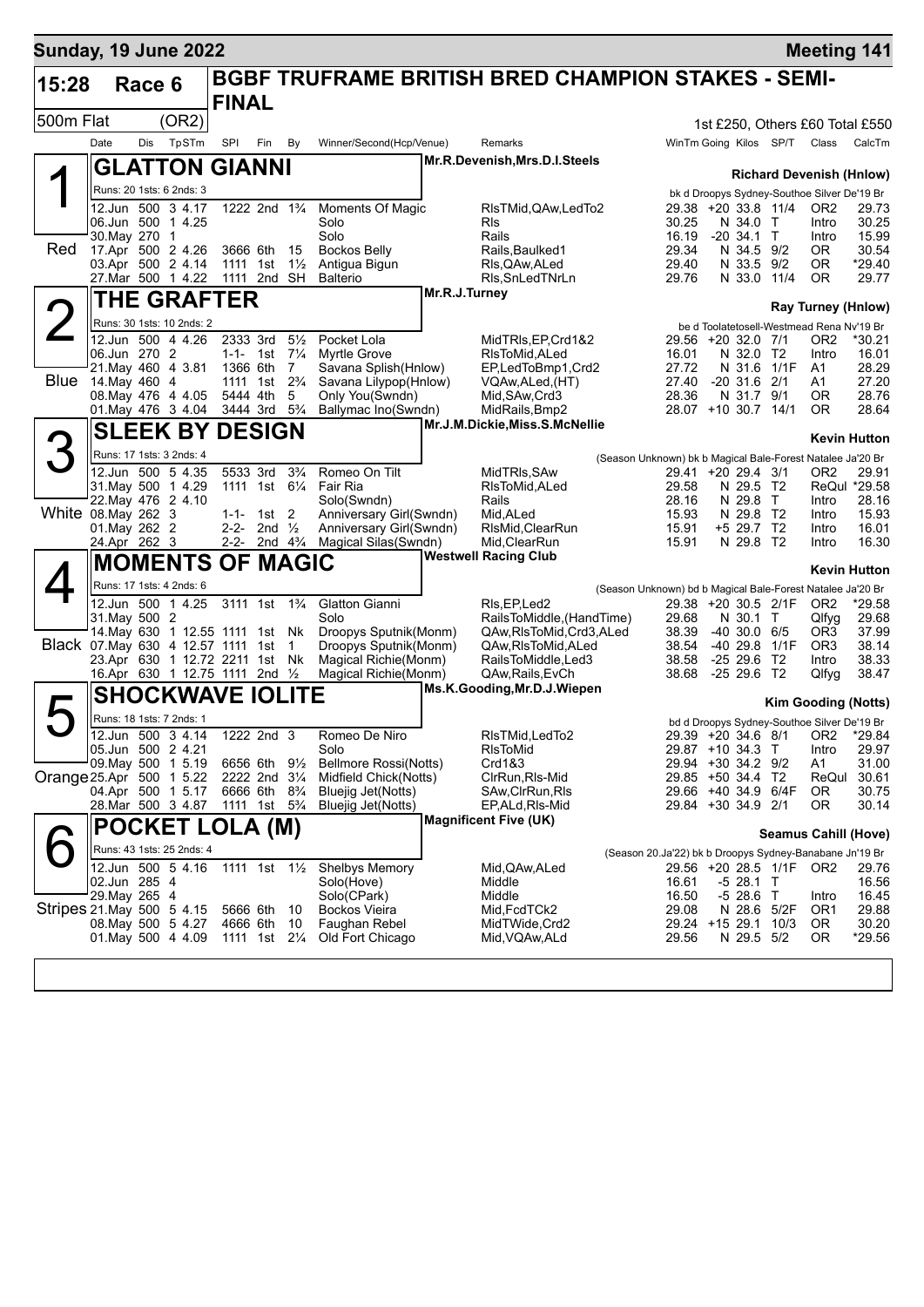**Sunday, 19 June 2022** — **Meeting 141**

# 15:28 Race 6 — BGBF TRUFRAME BRITISH BRED CHAMPION STAKES - SEMI-FINAL

500m Flat (OR2) — 1st £250, Others £60 Total £550

| Date | Dis | TpSTm | SPI | Fin | By | Winner/Second(Hcp/Venue) | Remarks | WinTm | Going | Kilos | SP/T | Class | CalcTm |
|---|---|---|---|---|---|---|---|---|---|---|---|---|---|

## 1 GLATTON GIANNI (Red)

Mr.R.Devenish,Mrs.D.I.Steels — **Richard Devenish (Hnlow)**

Runs: 20 1sts: 6 2nds: 3 — bk d Droopys Sydney-Southoe Silver De'19 Br

| Date | Dis | TpSTm | SPI | Fin | By | Winner/Second(Hcp/Venue) | Remarks | WinTm | Going | Kilos | SP/T | Class | CalcTm |
|---|---|---|---|---|---|---|---|---|---|---|---|---|---|
| 12.Jun | 500 | 3 4.17 | 1222 | 2nd | 1¾ | Moments Of Magic | RlsTMid,QAw,LedTo2 | 29.38 | +20 | 33.8 | 11/4 | OR2 | 29.73 |
| 06.Jun | 500 | 1 4.25 | | | | Solo | Rls | 30.25 | N | 34.0 | T | Intro | 30.25 |
| 30.May | 270 | 1 | | | | Solo | Rails | 16.19 | -20 | 34.1 | T | Intro | 15.99 |
| 17.Apr | 500 | 2 4.26 | 3666 | 6th | 15 | Bockos Belly | Rails,Baulked1 | 29.34 | N | 34.5 | 9/2 | OR | 30.54 |
| 03.Apr | 500 | 2 4.14 | 1111 | 1st | 1½ | Antigua Bigun | Rls,QAw,ALed | 29.40 | N | 33.5 | 9/2 | OR | *29.40 |
| 27.Mar | 500 | 1 4.22 | 1111 | 2nd | SH | Balterio | Rls,SnLedTNrLn | 29.76 | N | 33.0 | 11/4 | OR | 29.77 |

## 2 THE GRAFTER (Blue)

Mr.R.J.Turney — **Ray Turney (Hnlow)**

Runs: 30 1sts: 10 2nds: 2 — be d Toolatetosell-Westmead Rena Nv'19 Br

| Date | Dis | TpSTm | SPI | Fin | By | Winner/Second(Hcp/Venue) | Remarks | WinTm | Going | Kilos | SP/T | Class | CalcTm |
|---|---|---|---|---|---|---|---|---|---|---|---|---|---|
| 12.Jun | 500 | 4 4.26 | 2333 | 3rd | 5½ | Pocket Lola | MidTRls,EP,Crd1&2 | 29.56 | +20 | 32.0 | 7/1 | OR2 | *30.21 |
| 06.Jun | 270 | 2 | 1-1- | 1st | 7¼ | Myrtle Grove | RlsToMid,ALed | 16.01 | N | 32.0 | T2 | Intro | 16.01 |
| 21.May | 460 | 4 3.81 | 1366 | 6th | 7 | Savana Splish(Hnlow) | EP,LedToBmp1,Crd2 | 27.72 | N | 31.6 | 1/1F | A1 | 28.29 |
| 14.May | 460 | 4 | 1111 | 1st | 2¾ | Savana Lilypop(Hnlow) | VQAw,ALed,(HT) | 27.40 | -20 | 31.6 | 2/1 | A1 | 27.20 |
| 08.May | 476 | 4 4.05 | 5444 | 4th | 5 | Only You(Swndn) | Mid,SAw,Crd3 | 28.36 | N | 31.7 | 9/1 | OR | 28.76 |
| 01.May | 476 | 3 4.04 | 3444 | 3rd | 5¾ | Ballymac Ino(Swndn) | MidRails,Bmp2 | 28.07 | +10 | 30.7 | 14/1 | OR | 28.64 |

## 3 SLEEK BY DESIGN (White)

Mr.J.M.Dickie,Miss.S.McNellie — **Kevin Hutton**

Runs: 17 1sts: 3 2nds: 4 — (Season Unknown) bk b Magical Bale-Forest Natalee Ja'20 Br

| Date | Dis | TpSTm | SPI | Fin | By | Winner/Second(Hcp/Venue) | Remarks | WinTm | Going | Kilos | SP/T | Class | CalcTm |
|---|---|---|---|---|---|---|---|---|---|---|---|---|---|
| 12.Jun | 500 | 5 4.35 | 5533 | 3rd | 3¾ | Romeo On Tilt | MidTRls,SAw | 29.41 | +20 | 29.4 | 3/1 | OR2 | 29.91 |
| 31.May | 500 | 1 4.29 | 1111 | 1st | 6¼ | Fair Ria | RlsToMid,ALed | 29.58 | N | 29.5 | T2 | ReQul | *29.58 |
| 22.May | 476 | 2 4.10 | | | | Solo(Swndn) | Rails | 28.16 | N | 29.8 | T | Intro | 28.16 |
| 08.May | 262 | 3 | 1-1- | 1st | 2 | Anniversary Girl(Swndn) | Mid,ALed | 15.93 | N | 29.8 | T2 | Intro | 15.93 |
| 01.May | 262 | 2 | 2-2- | 2nd | ½ | Anniversary Girl(Swndn) | RlsMid,ClearRun | 15.91 | +5 | 29.7 | T2 | Intro | 16.01 |
| 24.Apr | 262 | 3 | 2-2- | 2nd | 4¾ | Magical Silas(Swndn) | Mid,ClearRun | 15.91 | N | 29.8 | T2 | Intro | 16.30 |

## 4 MOMENTS OF MAGIC (Black)

Westwell Racing Club — **Kevin Hutton**

Runs: 17 1sts: 4 2nds: 6 — (Season Unknown) bd b Magical Bale-Forest Natalee Ja'20 Br

| Date | Dis | TpSTm | SPI | Fin | By | Winner/Second(Hcp/Venue) | Remarks | WinTm | Going | Kilos | SP/T | Class | CalcTm |
|---|---|---|---|---|---|---|---|---|---|---|---|---|---|
| 12.Jun | 500 | 1 4.25 | 3111 | 1st | 1¾ | Glatton Gianni | Rls,EP,Led2 | 29.38 | +20 | 30.5 | 2/1F | OR2 | *29.58 |
| 31.May | 500 | 2 | | | | Solo | RailsToMiddle,(HandTime) | 29.68 | N | 30.1 | T | Qlfyg | 29.68 |
| 14.May | 630 | 1 12.55 | 1111 | 1st | Nk | Droopys Sputnik(Monm) | QAw,RlsToMid,Crd3,ALed | 38.39 | -40 | 30.0 | 6/5 | OR3 | 37.99 |
| 07.May | 630 | 4 12.57 | 1111 | 1st | 1 | Droopys Sputnik(Monm) | QAw,RlsToMid,ALed | 38.54 | -40 | 29.8 | 1/1F | OR3 | 38.14 |
| 23.Apr | 630 | 1 12.72 | 2211 | 1st | Nk | Magical Richie(Monm) | RailsToMiddle,Led3 | 38.58 | -25 | 29.6 | T2 | Intro | 38.33 |
| 16.Apr | 630 | 1 12.75 | 1111 | 2nd | ½ | Magical Richie(Monm) | QAw,Rails,EvCh | 38.68 | -25 | 29.6 | T2 | Qlfyg | 38.47 |

## 5 SHOCKWAVE IOLITE (Orange)

Ms.K.Gooding,Mr.D.J.Wiepen — **Kim Gooding (Notts)**

Runs: 18 1sts: 7 2nds: 1 — bd d Droopys Sydney-Southoe Silver De'19 Br

| Date | Dis | TpSTm | SPI | Fin | By | Winner/Second(Hcp/Venue) | Remarks | WinTm | Going | Kilos | SP/T | Class | CalcTm |
|---|---|---|---|---|---|---|---|---|---|---|---|---|---|
| 12.Jun | 500 | 3 4.14 | 1222 | 2nd | 3 | Romeo De Niro | RlsTMid,LedTo2 | 29.39 | +20 | 34.6 | 8/1 | OR2 | *29.84 |
| 05.Jun | 500 | 2 4.21 | | | | Solo | RlsToMid | 29.87 | +10 | 34.3 | T | Intro | 29.97 |
| 09.May | 500 | 1 5.19 | 6656 | 6th | 9½ | Bellmore Rossi(Notts) | Crd1&3 | 29.94 | +30 | 34.2 | 9/2 | A1 | 31.00 |
| 25.Apr | 500 | 1 5.22 | 2222 | 2nd | 3¼ | Midfield Chick(Notts) | ClrRun,Rls-Mid | 29.85 | +50 | 34.4 | T2 | ReQul | 30.61 |
| 04.Apr | 500 | 1 5.17 | 6666 | 6th | 8¾ | Bluejig Jet(Notts) | SAw,ClrRun,Rls | 29.66 | +40 | 34.9 | 6/4F | OR | 30.75 |
| 28.Mar | 500 | 3 4.87 | 1111 | 1st | 5¾ | Bluejig Jet(Notts) | EP,ALd,Rls-Mid | 29.84 | +30 | 34.9 | 2/1 | OR | 30.14 |

## 6 POCKET LOLA (M) (Stripes)

Magnificent Five (UK) — **Seamus Cahill (Hove)**

Runs: 43 1sts: 25 2nds: 4 — (Season 20.Ja'22) bk b Droopys Sydney-Banabane Jn'19 Br

| Date | Dis | TpSTm | SPI | Fin | By | Winner/Second(Hcp/Venue) | Remarks | WinTm | Going | Kilos | SP/T | Class | CalcTm |
|---|---|---|---|---|---|---|---|---|---|---|---|---|---|
| 12.Jun | 500 | 5 4.16 | 1111 | 1st | 1½ | Shelbys Memory | Mid,QAw,ALed | 29.56 | +20 | 28.5 | 1/1F | OR2 | 29.76 |
| 02.Jun | 285 | 4 | | | | Solo(Hove) | Middle | 16.61 | -5 | 28.1 | T | | 16.56 |
| 29.May | 265 | 4 | | | | Solo(CPark) | Middle | 16.50 | -5 | 28.6 | T | Intro | 16.45 |
| 21.May | 500 | 5 4.15 | 5666 | 6th | 10 | Bockos Vieira | Mid,FcdTCk2 | 29.08 | N | 28.6 | 5/2F | OR1 | 29.88 |
| 08.May | 500 | 5 4.27 | 4666 | 6th | 10 | Faughan Rebel | MidTWide,Crd2 | 29.24 | +15 | 29.1 | 10/3 | OR | 30.20 |
| 01.May | 500 | 4 4.09 | 1111 | 1st | 2¼ | Old Fort Chicago | Mid,VQAw,ALd | 29.56 | N | 29.5 | 5/2 | OR | *29.56 |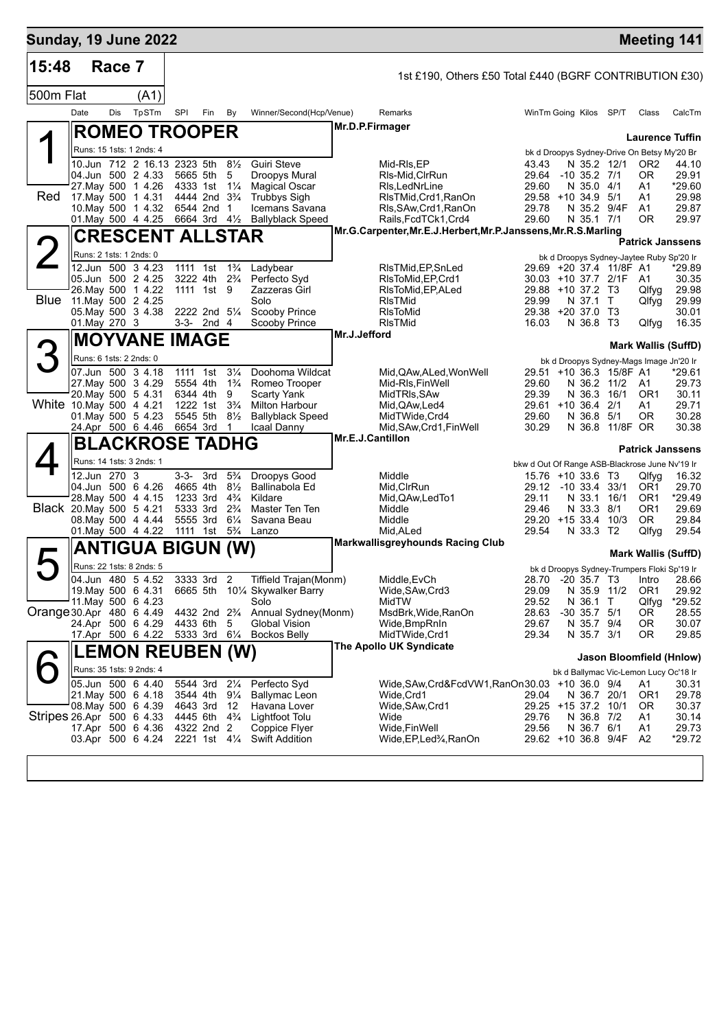# Sunday, 19 June 2022 — Meeting 141

## 15:48 Race 7

1st £190, Others £50 Total £440 (BGRF CONTRIBUTION £30)

500m Flat (A1)

| Date | Dis | TpSTm | SPI | Fin | By | Winner/Second(Hcp/Venue) | Remarks | WinTm | Going | Kilos | SP/T | Class | CalcTm |
|---|---|---|---|---|---|---|---|---|---|---|---|---|---|

### 1 (Red) ROMEO TROOPER — Mr.D.P.Firmager — Laurence Tuffin

Runs: 15 1sts: 1 2nds: 4 — bk d Droopys Sydney-Drive On Betsy My'20 Br

| Date | Dis | TpSTm | SPI | Fin | By | Winner/Second(Hcp/Venue) | Remarks | WinTm | Going | Kilos | SP/T | Class | CalcTm |
|---|---|---|---|---|---|---|---|---|---|---|---|---|---|
| 10.Jun | 712 | 2 16.13 | 2323 | 5th | 8½ | Guiri Steve | Mid-Rls,EP | 43.43 | N | 35.2 | 12/1 | OR2 | 44.10 |
| 04.Jun | 500 | 2 4.33 | 5665 | 5th | 5 | Droopys Mural | Rls-Mid,ClrRun | 29.64 | -10 | 35.2 | 7/1 | OR | 29.91 |
| 27.May | 500 | 1 4.26 | 4333 | 1st | 1¼ | Magical Oscar | Rls,LedNrLine | 29.60 | N | 35.0 | 4/1 | A1 | *29.60 |
| 17.May | 500 | 1 4.31 | 4444 | 2nd | 3¾ | Trubbys Sigh | RlsTMid,Crd1,RanOn | 29.58 | +10 | 34.9 | 5/1 | A1 | 29.98 |
| 10.May | 500 | 1 4.32 | 6544 | 2nd | 1 | Icemans Savana | Rls,SAw,Crd1,RanOn | 29.78 | N | 35.2 | 9/4F | A1 | 29.87 |
| 01.May | 500 | 4 4.25 | 6664 | 3rd | 4½ | Ballyblack Speed | Rails,FcdTCk1,Crd4 | 29.60 | N | 35.1 | 7/1 | OR | 29.97 |

### 2 (Blue) CRESCENT ALLSTAR — Mr.G.Carpenter,Mr.E.J.Herbert,Mr.P.Janssens,Mr.R.S.Marling — Patrick Janssens

Runs: 2 1sts: 1 2nds: 0 — bk d Droopys Sydney-Jaytee Ruby Sp'20 Ir

| Date | Dis | TpSTm | SPI | Fin | By | Winner/Second(Hcp/Venue) | Remarks | WinTm | Going | Kilos | SP/T | Class | CalcTm |
|---|---|---|---|---|---|---|---|---|---|---|---|---|---|
| 12.Jun | 500 | 3 4.23 | 1111 | 1st | 1¾ | Ladybear | RlsTMid,EP,SnLed | 29.69 | +20 | 37.4 | 11/8F | A1 | *29.89 |
| 05.Jun | 500 | 2 4.25 | 3222 | 4th | 2¾ | Perfecto Syd | RlsToMid,EP,Crd1 | 30.03 | +10 | 37.7 | 2/1F | A1 | 30.35 |
| 26.May | 500 | 1 4.22 | 1111 | 1st | 9 | Zazzeras Girl | RlsToMid,EP,ALed | 29.88 | +10 | 37.2 | T3 | Qlfyg | 29.98 |
| 11.May | 500 | 2 4.25 | | | | Solo | RlsTMid | 29.99 | N | 37.1 | T | Qlfyg | 29.99 |
| 05.May | 500 | 3 4.38 | 2222 | 2nd | 5¼ | Scooby Prince | RlsToMid | 29.38 | +20 | 37.0 | T3 | | 30.01 |
| 01.May | 270 | 3 | 3-3- | 2nd | 4 | Scooby Prince | RlsTMid | 16.03 | N | 36.8 | T3 | Qlfyg | 16.35 |

### 3 (White) MOYVANE IMAGE — Mr.J.Jefford — Mark Wallis (SuffD)

Runs: 6 1sts: 2 2nds: 0 — bk d Droopys Sydney-Mags Image Jn'20 Ir

| Date | Dis | TpSTm | SPI | Fin | By | Winner/Second(Hcp/Venue) | Remarks | WinTm | Going | Kilos | SP/T | Class | CalcTm |
|---|---|---|---|---|---|---|---|---|---|---|---|---|---|
| 07.Jun | 500 | 3 4.18 | 1111 | 1st | 3¼ | Doohoma Wildcat | Mid,QAw,ALed,WonWell | 29.51 | +10 | 36.3 | 15/8F | A1 | *29.61 |
| 27.May | 500 | 3 4.29 | 5554 | 4th | 1¾ | Romeo Trooper | Mid-Rls,FinWell | 29.60 | N | 36.2 | 11/2 | A1 | 29.73 |
| 20.May | 500 | 5 4.31 | 6344 | 4th | 9 | Scarty Yank | MidTRls,SAw | 29.39 | N | 36.3 | 16/1 | OR1 | 30.11 |
| 10.May | 500 | 4 4.21 | 1222 | 1st | 3¾ | Milton Harbour | Mid,QAw,Led4 | 29.61 | +10 | 36.4 | 2/1 | A1 | 29.71 |
| 01.May | 500 | 5 4.23 | 5545 | 5th | 8½ | Ballyblack Speed | MidTWide,Crd4 | 29.60 | N | 36.8 | 5/1 | OR | 30.28 |
| 24.Apr | 500 | 6 4.46 | 6654 | 3rd | 1 | Icaal Danny | Mid,SAw,Crd1,FinWell | 30.29 | N | 36.8 | 11/8F | OR | 30.38 |

### 4 (Black) BLACKROSE TADHG — Mr.E.J.Cantillon — Patrick Janssens

Runs: 14 1sts: 3 2nds: 1 — bkw d Out Of Range ASB-Blackrose June Nv'19 Ir

| Date | Dis | TpSTm | SPI | Fin | By | Winner/Second(Hcp/Venue) | Remarks | WinTm | Going | Kilos | SP/T | Class | CalcTm |
|---|---|---|---|---|---|---|---|---|---|---|---|---|---|
| 12.Jun | 270 | 3 | 3-3- | 3rd | 5¾ | Droopys Good | Middle | 15.76 | +10 | 33.6 | T3 | Qlfyg | 16.32 |
| 04.Jun | 500 | 6 4.26 | 4665 | 4th | 8½ | Ballinabola Ed | Mid,ClrRun | 29.12 | -10 | 33.4 | 33/1 | OR1 | 29.70 |
| 28.May | 500 | 4 4.15 | 1233 | 3rd | 4¾ | Kildare | Mid,QAw,LedTo1 | 29.11 | N | 33.1 | 16/1 | OR1 | *29.49 |
| 20.May | 500 | 5 4.21 | 5333 | 3rd | 2¾ | Master Ten Ten | Middle | 29.46 | N | 33.3 | 8/1 | OR1 | 29.69 |
| 08.May | 500 | 4 4.44 | 5555 | 3rd | 6¼ | Savana Beau | Middle | 29.20 | +15 | 33.4 | 10/3 | OR | 29.84 |
| 01.May | 500 | 4 4.22 | 1111 | 1st | 5¾ | Lanzo | Mid,ALed | 29.54 | N | 33.3 | T2 | Qlfyg | 29.54 |

### 5 (Orange) ANTIGUA BIGUN (W) — Markwallisgreyhounds Racing Club — Mark Wallis (SuffD)

Runs: 22 1sts: 8 2nds: 5 — bk d Droopys Sydney-Trumpers Floki Sp'19 Ir

| Date | Dis | TpSTm | SPI | Fin | By | Winner/Second(Hcp/Venue) | Remarks | WinTm | Going | Kilos | SP/T | Class | CalcTm |
|---|---|---|---|---|---|---|---|---|---|---|---|---|---|
| 04.Jun | 480 | 5 4.52 | 3333 | 3rd | 2 | Tiffield Trajan(Monm) | Middle,EvCh | 28.70 | -20 | 35.7 | T3 | Intro | 28.66 |
| 19.May | 500 | 6 4.31 | 6665 | 5th | 10¼ | Skywalker Barry | Wide,SAw,Crd3 | 29.09 | N | 35.9 | 11/2 | OR1 | 29.92 |
| 11.May | 500 | 6 4.23 | | | | Solo | MidTW | 29.52 | N | 36.1 | T | Qlfyg | *29.52 |
| 30.Apr | 480 | 6 4.49 | 4432 | 2nd | 2¾ | Annual Sydney(Monm) | MsdBrk,Wide,RanOn | 28.63 | -30 | 35.7 | 5/1 | OR | 28.55 |
| 24.Apr | 500 | 6 4.29 | 4433 | 6th | 5 | Global Vision | Wide,BmpRnIn | 29.67 | N | 35.7 | 9/4 | OR | 30.07 |
| 17.Apr | 500 | 6 4.22 | 5333 | 3rd | 6¼ | Bockos Belly | MidTWide,Crd1 | 29.34 | N | 35.7 | 3/1 | OR | 29.85 |

### 6 (Stripes) LEMON REUBEN (W) — The Apollo UK Syndicate — Jason Bloomfield (Hnlow)

Runs: 35 1sts: 9 2nds: 4 — bk d Ballymac Vic-Lemon Lucy Oc'18 Ir

| Date | Dis | TpSTm | SPI | Fin | By | Winner/Second(Hcp/Venue) | Remarks | WinTm | Going | Kilos | SP/T | Class | CalcTm |
|---|---|---|---|---|---|---|---|---|---|---|---|---|---|
| 05.Jun | 500 | 6 4.40 | 5544 | 3rd | 2¼ | Perfecto Syd | Wide,SAw,Crd&FcdVW1,RanOn | 30.03 | +10 | 36.0 | 9/4 | A1 | 30.31 |
| 21.May | 500 | 6 4.18 | 3544 | 4th | 9¼ | Ballymac Leon | Wide,Crd1 | 29.04 | N | 36.7 | 20/1 | OR1 | 29.78 |
| 08.May | 500 | 6 4.39 | 4643 | 3rd | 12 | Havana Lover | Wide,SAw,Crd1 | 29.25 | +15 | 37.2 | 10/1 | OR | 30.37 |
| 26.Apr | 500 | 6 4.33 | 4445 | 6th | 4¾ | Lightfoot Tolu | Wide | 29.76 | N | 36.8 | 7/2 | A1 | 30.14 |
| 17.Apr | 500 | 6 4.36 | 4322 | 2nd | 2 | Coppice Flyer | Wide,FinWell | 29.56 | N | 36.7 | 6/1 | A1 | 29.73 |
| 03.Apr | 500 | 6 4.24 | 2221 | 1st | 4¼ | Swift Addition | Wide,EP,Led¾,RanOn | 29.62 | +10 | 36.8 | 9/4F | A2 | *29.72 |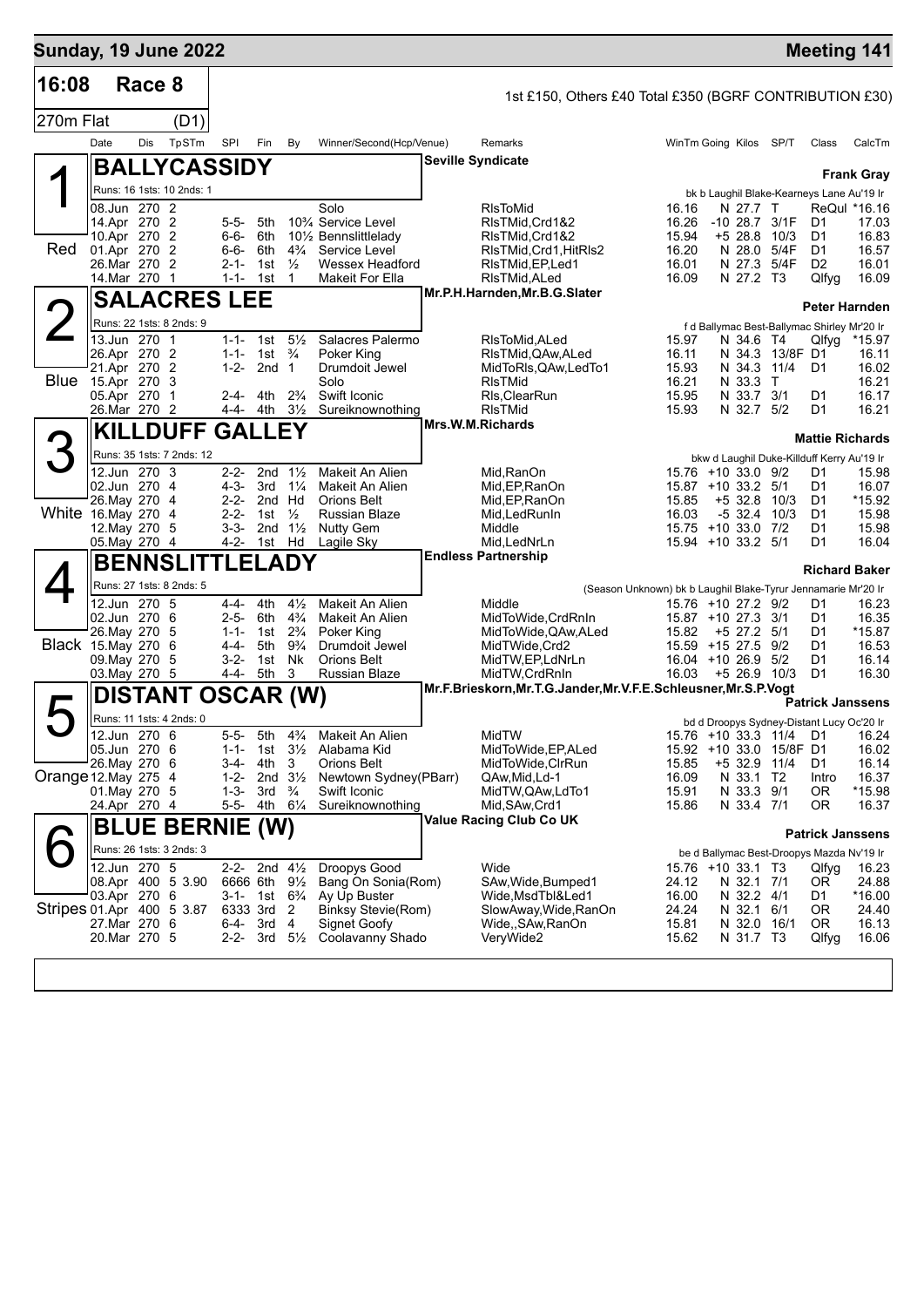## Sunday, 19 June 2022 — Meeting 141

**16:08 Race 8** — 1st £150, Others £40 Total £350 (BGRF CONTRIBUTION £30)

270m Flat (D1)

| Date | Dis | TpSTm | SPI | Fin | By | Winner/Second(Hcp/Venue) | Remarks | WinTm | Going | Kilos | SP/T | Class | CalcTm |
|---|---|---|---|---|---|---|---|---|---|---|---|---|---|

### 1 (Red) BALLYCASSIDY — Seville Syndicate — Frank Gray

Runs: 16 1sts: 10 2nds: 1 — bk b Laughil Blake-Kearneys Lane Au'19 Ir

| Date | Dis | TpSTm | SPI | Fin | By | Winner/Second(Hcp/Venue) | Remarks | WinTm | Going | Kilos | SP/T | Class | CalcTm |
|---|---|---|---|---|---|---|---|---|---|---|---|---|---|
| 08.Jun | 270 | 2 | | | | Solo | RlsToMid | 16.16 | N | 27.7 | T | ReQul | *16.16 |
| 14.Apr | 270 | 2 | 5-5- | 5th | 10¾ | Service Level | RlsTMid,Crd1&2 | 16.26 | -10 | 28.7 | 3/1F | D1 | 17.03 |
| 10.Apr | 270 | 2 | 6-6- | 6th | 10½ | Bennslittlelady | RlsTMid,Crd1&2 | 15.94 | +5 | 28.8 | 10/3 | D1 | 16.83 |
| 01.Apr | 270 | 2 | 6-6- | 6th | 4¾ | Service Level | RlsTMid,Crd1,HitRls2 | 16.20 | N | 28.0 | 5/4F | D1 | 16.57 |
| 26.Mar | 270 | 2 | 2-1- | 1st | ½ | Wessex Headford | RlsTMid,EP,Led1 | 16.01 | N | 27.3 | 5/4F | D2 | 16.01 |
| 14.Mar | 270 | 1 | 1-1- | 1st | 1 | Makeit For Ella | RlsTMid,ALed | 16.09 | N | 27.2 | T3 | Qlfyg | 16.09 |

### 2 (Blue) SALACRES LEE — Mr.P.H.Harnden,Mr.B.G.Slater — Peter Harnden

Runs: 22 1sts: 8 2nds: 9 — f d Ballymac Best-Ballymac Shirley Mr'20 Ir

| Date | Dis | TpSTm | SPI | Fin | By | Winner/Second(Hcp/Venue) | Remarks | WinTm | Going | Kilos | SP/T | Class | CalcTm |
|---|---|---|---|---|---|---|---|---|---|---|---|---|---|
| 13.Jun | 270 | 1 | 1-1- | 1st | 5½ | Salacres Palermo | RlsToMid,ALed | 15.97 | N | 34.6 | T4 | Qlfyg | *15.97 |
| 26.Apr | 270 | 2 | 1-1- | 1st | ¾ | Poker King | RlsTMid,QAw,ALed | 16.11 | N | 34.3 | 13/8F | D1 | 16.11 |
| 21.Apr | 270 | 2 | 1-2- | 2nd | 1 | Drumdoit Jewel | MidToRls,QAw,LedTo1 | 15.93 | N | 34.3 | 11/4 | D1 | 16.02 |
| 15.Apr | 270 | 3 | | | | Solo | RlsTMid | 16.21 | N | 33.3 | T | | 16.21 |
| 05.Apr | 270 | 1 | 2-4- | 4th | 2¾ | Swift Iconic | Rls,ClearRun | 15.95 | N | 33.7 | 3/1 | D1 | 16.17 |
| 26.Mar | 270 | 2 | 4-4- | 4th | 3½ | Sureiknownothing | RlsTMid | 15.93 | N | 32.7 | 5/2 | D1 | 16.21 |

### 3 (White) KILLDUFF GALLEY — Mrs.W.M.Richards — Mattie Richards

Runs: 35 1sts: 7 2nds: 12 — bkw d Laughil Duke-Killduff Kerry Au'19 Ir

| Date | Dis | TpSTm | SPI | Fin | By | Winner/Second(Hcp/Venue) | Remarks | WinTm | Going | Kilos | SP/T | Class | CalcTm |
|---|---|---|---|---|---|---|---|---|---|---|---|---|---|
| 12.Jun | 270 | 3 | 2-2- | 2nd | 1½ | Makeit An Alien | Mid,RanOn | 15.76 | +10 | 33.0 | 9/2 | D1 | 15.98 |
| 02.Jun | 270 | 4 | 4-3- | 3rd | 1¼ | Makeit An Alien | Mid,EP,RanOn | 15.87 | +10 | 33.2 | 5/1 | D1 | 16.07 |
| 26.May | 270 | 4 | 2-2- | 2nd | Hd | Orions Belt | Mid,EP,RanOn | 15.85 | +5 | 32.8 | 10/3 | D1 | *15.92 |
| 16.May | 270 | 4 | 2-2- | 1st | ½ | Russian Blaze | Mid,LedRunIn | 16.03 | -5 | 32.4 | 10/3 | D1 | 15.98 |
| 12.May | 270 | 5 | 3-3- | 2nd | 1½ | Nutty Gem | Middle | 15.75 | +10 | 33.0 | 7/2 | D1 | 15.98 |
| 05.May | 270 | 4 | 4-2- | 1st | Hd | Lagile Sky | Mid,LedNrLn | 15.94 | +10 | 33.2 | 5/1 | D1 | 16.04 |

### 4 (Black) BENNSLITTLELADY — Endless Partnership — Richard Baker

Runs: 27 1sts: 8 2nds: 5 — (Season Unknown) bk b Laughil Blake-Tyrur Jennamarie Mr'20 Ir

| Date | Dis | TpSTm | SPI | Fin | By | Winner/Second(Hcp/Venue) | Remarks | WinTm | Going | Kilos | SP/T | Class | CalcTm |
|---|---|---|---|---|---|---|---|---|---|---|---|---|---|
| 12.Jun | 270 | 5 | 4-4- | 4th | 4½ | Makeit An Alien | Middle | 15.76 | +10 | 27.2 | 9/2 | D1 | 16.23 |
| 02.Jun | 270 | 6 | 2-5- | 6th | 4¾ | Makeit An Alien | MidToWide,CrdRnIn | 15.87 | +10 | 27.3 | 3/1 | D1 | 16.35 |
| 26.May | 270 | 5 | 1-1- | 1st | 2¾ | Poker King | MidToWide,QAw,ALed | 15.82 | +5 | 27.2 | 5/1 | D1 | *15.87 |
| 15.May | 270 | 6 | 4-4- | 5th | 9¾ | Drumdoit Jewel | MidTWide,Crd2 | 15.59 | +15 | 27.5 | 9/2 | D1 | 16.53 |
| 09.May | 270 | 5 | 3-2- | 1st | Nk | Orions Belt | MidTW,EP,LdNrLn | 16.04 | +10 | 26.9 | 5/2 | D1 | 16.14 |
| 03.May | 270 | 5 | 4-4- | 5th | 3 | Russian Blaze | MidTW,CrdRnIn | 16.03 | +5 | 26.9 | 10/3 | D1 | 16.30 |

### 5 (Orange) DISTANT OSCAR (W) — Mr.F.Brieskorn,Mr.T.G.Jander,Mr.V.F.E.Schleusner,Mr.S.P.Vogt — Patrick Janssens

Runs: 11 1sts: 4 2nds: 0 — bd d Droopys Sydney-Distant Lucy Oc'20 Ir

| Date | Dis | TpSTm | SPI | Fin | By | Winner/Second(Hcp/Venue) | Remarks | WinTm | Going | Kilos | SP/T | Class | CalcTm |
|---|---|---|---|---|---|---|---|---|---|---|---|---|---|
| 12.Jun | 270 | 6 | 5-5- | 5th | 4¾ | Makeit An Alien | MidTW | 15.76 | +10 | 33.3 | 11/4 | D1 | 16.24 |
| 05.Jun | 270 | 6 | 1-1- | 1st | 3½ | Alabama Kid | MidToWide,EP,ALed | 15.92 | +10 | 33.0 | 15/8F | D1 | 16.02 |
| 26.May | 270 | 6 | 3-4- | 4th | 3 | Orions Belt | MidToWide,ClrRun | 15.85 | +5 | 32.9 | 11/4 | D1 | 16.14 |
| 12.May | 275 | 4 | 1-2- | 2nd | 3½ | Newtown Sydney(PBarr) | QAw,Mid,Ld-1 | 16.09 | N | 33.1 | T2 | Intro | 16.37 |
| 01.May | 270 | 5 | 1-3- | 3rd | ¾ | Swift Iconic | MidTW,QAw,LdTo1 | 15.91 | N | 33.3 | 9/1 | OR | *15.98 |
| 24.Apr | 270 | 4 | 5-5- | 4th | 6¼ | Sureiknownothing | Mid,SAw,Crd1 | 15.86 | N | 33.4 | 7/1 | OR | 16.37 |

### 6 (Stripes) BLUE BERNIE (W) — Value Racing Club Co UK — Patrick Janssens

Runs: 26 1sts: 3 2nds: 3 — be d Ballymac Best-Droopys Mazda Nv'19 Ir

| Date | Dis | TpSTm | SPI | Fin | By | Winner/Second(Hcp/Venue) | Remarks | WinTm | Going | Kilos | SP/T | Class | CalcTm |
|---|---|---|---|---|---|---|---|---|---|---|---|---|---|
| 12.Jun | 270 | 5 | 2-2- | 2nd | 4½ | Droopys Good | Wide | 15.76 | +10 | 33.1 | T3 | Qlfyg | 16.23 |
| 08.Apr | 400 | 5 3.90 | 6666 | 6th | 9½ | Bang On Sonia(Rom) | SAw,Wide,Bumped1 | 24.12 | N | 32.1 | 7/1 | OR | 24.88 |
| 03.Apr | 270 | 6 | 3-1- | 1st | 6¾ | Ay Up Buster | Wide,MsdTbl&Led1 | 16.00 | N | 32.2 | 4/1 | D1 | *16.00 |
| 01.Apr | 400 | 5 3.87 | 6333 | 3rd | 2 | Binksy Stevie(Rom) | SlowAway,Wide,RanOn | 24.24 | N | 32.1 | 6/1 | OR | 24.40 |
| 27.Mar | 270 | 6 | 6-4- | 3rd | 4 | Signet Goofy | Wide,,SAw,RanOn | 15.81 | N | 32.0 | 16/1 | OR | 16.13 |
| 20.Mar | 270 | 5 | 2-2- | 3rd | 5½ | Coolavanny Shado | VeryWide2 | 15.62 | N | 31.7 | T3 | Qlfyg | 16.06 |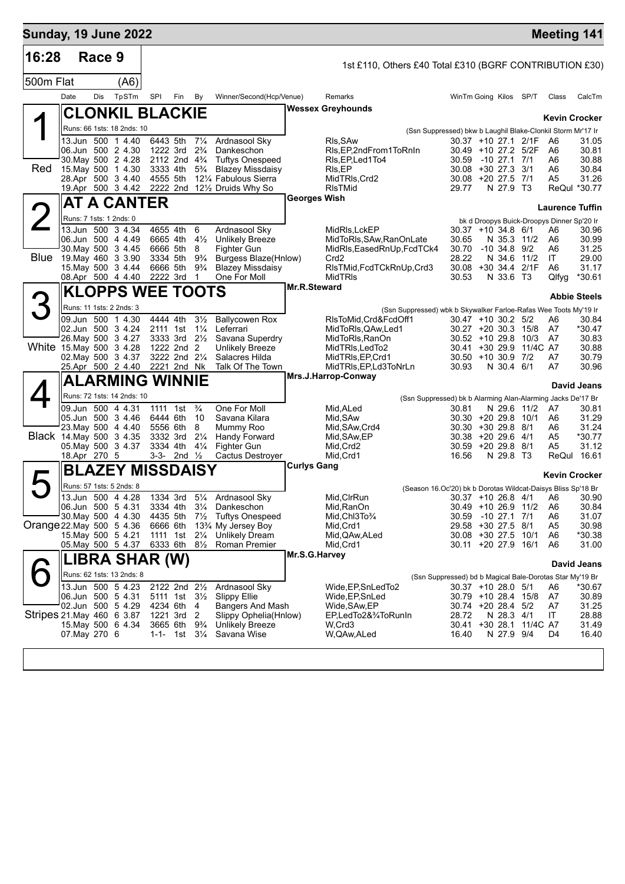# Sunday, 19 June 2022 — Meeting 141

## 16:28 Race 9

1st £110, Others £40 Total £310 (BGRF CONTRIBUTION £30)

500m Flat (A6)

### 1 — CLONKIL BLACKIE (Red)

Wessex Greyhounds — Kevin Crocker

Runs: 66 1sts: 18 2nds: 10

(Ssn Suppressed) bkw b Laughil Blake-Clonkil Storm Mr'17 Ir

| Date | Dis | TpSTm | SPI | Fin | By | Winner/Second(Hcp/Venue) | Remarks | WinTm | Going | Kilos | SP/T | Class | CalcTm |
|---|---|---|---|---|---|---|---|---|---|---|---|---|---|
| 13.Jun | 500 | 1 4.40 | 6443 | 5th | 7¼ | Ardnasool Sky | Rls,SAw | 30.37 | +10 | 27.1 | 2/1F | A6 | 31.05 |
| 06.Jun | 500 | 2 4.30 | 1222 | 3rd | 2¾ | Dankeschon | Rls,EP,2ndFrom1ToRnIn | 30.49 | +10 | 27.2 | 5/2F | A6 | 30.81 |
| 30.May | 500 | 2 4.28 | 2112 | 2nd | 4¾ | Tuftys Onespeed | Rls,EP,Led1To4 | 30.59 | -10 | 27.1 | 7/1 | A6 | 30.88 |
| 15.May | 500 | 1 4.30 | 3333 | 4th | 5¾ | Blazey Missdaisy | Rls,EP | 30.08 | +30 | 27.3 | 3/1 | A6 | 30.84 |
| 28.Apr | 500 | 3 4.40 | 4555 | 5th | 12¼ | Fabulous Sierra | MidTRls,Crd2 | 30.08 | +20 | 27.5 | 7/1 | A5 | 31.26 |
| 19.Apr | 500 | 3 4.42 | 2222 | 2nd | 12½ | Druids Why So | RlsTMid | 29.77 | N | 27.9 | T3 | ReQul | *30.77 |

### 2 — AT A CANTER (Blue)

Georges Wish — Laurence Tuffin

Runs: 7 1sts: 1 2nds: 0

bk d Droopys Buick-Droopys Dinner Sp'20 Ir

| Date | Dis | TpSTm | SPI | Fin | By | Winner/Second(Hcp/Venue) | Remarks | WinTm | Going | Kilos | SP/T | Class | CalcTm |
|---|---|---|---|---|---|---|---|---|---|---|---|---|---|
| 13.Jun | 500 | 3 4.34 | 4655 | 4th | 6 | Ardnasool Sky | MidRls,LckEP | 30.37 | +10 | 34.8 | 6/1 | A6 | 30.96 |
| 06.Jun | 500 | 4 4.49 | 6665 | 4th | 4½ | Unlikely Breeze | MidToRls,SAw,RanOnLate | 30.65 | N | 35.3 | 11/2 | A6 | 30.99 |
| 30.May | 500 | 3 4.45 | 6666 | 5th | 8 | Fighter Gun | MidRls,EasedRnUp,FcdTCk4 | 30.70 | -10 | 34.8 | 9/2 | A6 | 31.25 |
| 19.May | 460 | 3 3.90 | 3334 | 5th | 9¾ | Burgess Blaze(Hnlow) | Crd2 | 28.22 | N | 34.6 | 11/2 | IT | 29.00 |
| 15.May | 500 | 3 4.44 | 6666 | 5th | 9¾ | Blazey Missdaisy | RlsTMid,FcdTCkRnUp,Crd3 | 30.08 | +30 | 34.4 | 2/1F | A6 | 31.17 |
| 08.Apr | 500 | 4 4.40 | 2222 | 3rd | 1 | One For Moll | MidTRls | 30.53 | N | 33.6 | T3 | Qlfyg | *30.61 |

### 3 — KLOPPS WEE TOOTS (White)

Mr.R.Steward — Abbie Steels

Runs: 11 1sts: 2 2nds: 3

(Ssn Suppressed) wbk b Skywalker Farloe-Rafas Wee Toots My'19 Ir

| Date | Dis | TpSTm | SPI | Fin | By | Winner/Second(Hcp/Venue) | Remarks | WinTm | Going | Kilos | SP/T | Class | CalcTm |
|---|---|---|---|---|---|---|---|---|---|---|---|---|---|
| 09.Jun | 500 | 1 4.30 | 4444 | 4th | 3½ | Ballycowen Rox | RlsToMid,Crd&FcdOff1 | 30.47 | +10 | 30.2 | 5/2 | A6 | 30.84 |
| 02.Jun | 500 | 3 4.24 | 2111 | 1st | 1¼ | Leferrari | MidToRls,QAw,Led1 | 30.27 | +20 | 30.3 | 15/8 | A7 | *30.47 |
| 26.May | 500 | 3 4.27 | 3333 | 3rd | 2½ | Savana Superdry | MidToRls,RanOn | 30.52 | +10 | 29.8 | 10/3 | A7 | 30.83 |
| 15.May | 500 | 3 4.28 | 1222 | 2nd | 2 | Unlikely Breeze | MidTRls,LedTo2 | 30.41 | +30 | 29.9 | 11/4C | A7 | 30.88 |
| 02.May | 500 | 3 4.37 | 3222 | 2nd | 2¼ | Salacres Hilda | MidTRls,EP,Crd1 | 30.50 | +10 | 30.9 | 7/2 | A7 | 30.79 |
| 25.Apr | 500 | 2 4.40 | 2221 | 2nd | Nk | Talk Of The Town | MidTRls,EP,Ld3ToNrLn | 30.93 | N | 30.4 | 6/1 | A7 | 30.96 |

### 4 — ALARMING WINNIE (Black)

Mrs.J.Harrop-Conway — David Jeans

Runs: 72 1sts: 14 2nds: 10

(Ssn Suppressed) bk b Alarming Alan-Alarming Jacks De'17 Br

| Date | Dis | TpSTm | SPI | Fin | By | Winner/Second(Hcp/Venue) | Remarks | WinTm | Going | Kilos | SP/T | Class | CalcTm |
|---|---|---|---|---|---|---|---|---|---|---|---|---|---|
| 09.Jun | 500 | 4 4.31 | 1111 | 1st | ¾ | One For Moll | Mid,ALed | 30.81 | N | 29.6 | 11/2 | A7 | 30.81 |
| 05.Jun | 500 | 3 4.46 | 6444 | 6th | 10 | Savana Kilara | Mid,SAw | 30.30 | +20 | 29.8 | 10/1 | A6 | 31.29 |
| 23.May | 500 | 4 4.40 | 5556 | 6th | 8 | Mummy Roo | Mid,SAw,Crd4 | 30.30 | +30 | 29.8 | 8/1 | A6 | 31.24 |
| 14.May | 500 | 3 4.35 | 3332 | 3rd | 2¼ | Handy Forward | Mid,SAw,EP | 30.38 | +20 | 29.6 | 4/1 | A5 | *30.77 |
| 05.May | 500 | 3 4.37 | 3334 | 4th | 4¼ | Fighter Gun | Mid,Crd2 | 30.59 | +20 | 29.8 | 8/1 | A5 | 31.12 |
| 18.Apr | 270 | 5 | 3-3- | 2nd | ½ | Cactus Destroyer | Mid,Crd1 | 16.56 | N | 29.8 | T3 | ReQul | 16.61 |

### 5 — BLAZEY MISSDAISY (Orange)

Curlys Gang — Kevin Crocker

Runs: 57 1sts: 5 2nds: 8

(Season 16.Oc'20) bk b Dorotas Wildcat-Daisys Bliss Sp'18 Br

| Date | Dis | TpSTm | SPI | Fin | By | Winner/Second(Hcp/Venue) | Remarks | WinTm | Going | Kilos | SP/T | Class | CalcTm |
|---|---|---|---|---|---|---|---|---|---|---|---|---|---|
| 13.Jun | 500 | 4 4.28 | 1334 | 3rd | 5¼ | Ardnasool Sky | Mid,ClrRun | 30.37 | +10 | 26.8 | 4/1 | A6 | 30.90 |
| 06.Jun | 500 | 5 4.31 | 3334 | 4th | 3¼ | Dankeschon | Mid,RanOn | 30.49 | +10 | 26.9 | 11/2 | A6 | 30.84 |
| 30.May | 500 | 4 4.30 | 4435 | 5th | 7½ | Tuftys Onespeed | Mid,Chl3To¾ | 30.59 | -10 | 27.1 | 7/1 | A6 | 31.07 |
| 22.May | 500 | 5 4.36 | 6666 | 6th | 13¾ | My Jersey Boy | Mid,Crd1 | 29.58 | +30 | 27.5 | 8/1 | A5 | 30.98 |
| 15.May | 500 | 5 4.21 | 1111 | 1st | 2¼ | Unlikely Dream | Mid,QAw,ALed | 30.08 | +30 | 27.5 | 10/1 | A6 | *30.38 |
| 05.May | 500 | 5 4.37 | 6333 | 6th | 8½ | Roman Premier | Mid,Crd1 | 30.11 | +20 | 27.9 | 16/1 | A6 | 31.00 |

### 6 — LIBRA SHAR (W) (Stripes)

Mr.S.G.Harvey — David Jeans

Runs: 62 1sts: 13 2nds: 8

(Ssn Suppressed) bd b Magical Bale-Dorotas Star My'19 Br

| Date | Dis | TpSTm | SPI | Fin | By | Winner/Second(Hcp/Venue) | Remarks | WinTm | Going | Kilos | SP/T | Class | CalcTm |
|---|---|---|---|---|---|---|---|---|---|---|---|---|---|
| 13.Jun | 500 | 5 4.23 | 2122 | 2nd | 2½ | Ardnasool Sky | Wide,EP,SnLedTo2 | 30.37 | +10 | 28.0 | 5/1 | A6 | *30.67 |
| 06.Jun | 500 | 5 4.31 | 5111 | 1st | 3½ | Slippy Ellie | Wide,EP,SnLed | 30.79 | +10 | 28.4 | 15/8 | A7 | 30.89 |
| 02.Jun | 500 | 5 4.29 | 4234 | 6th | 4 | Bangers And Mash | Wide,SAw,EP | 30.74 | +20 | 28.4 | 5/2 | A7 | 31.25 |
| 21.May | 460 | 6 3.87 | 1221 | 3rd | 2 | Slippy Ophelia(Hnlow) | EP,LedTo2&¾ToRunIn | 28.72 | N | 28.3 | 4/1 | IT | 28.88 |
| 15.May | 500 | 6 4.34 | 3665 | 6th | 9¾ | Unlikely Breeze | W,Crd3 | 30.41 | +30 | 28.1 | 11/4C | A7 | 31.49 |
| 07.May | 270 | 6 | 1-1- | 1st | 3¼ | Savana Wise | W,QAw,ALed | 16.40 | N | 27.9 | 9/4 | D4 | 16.40 |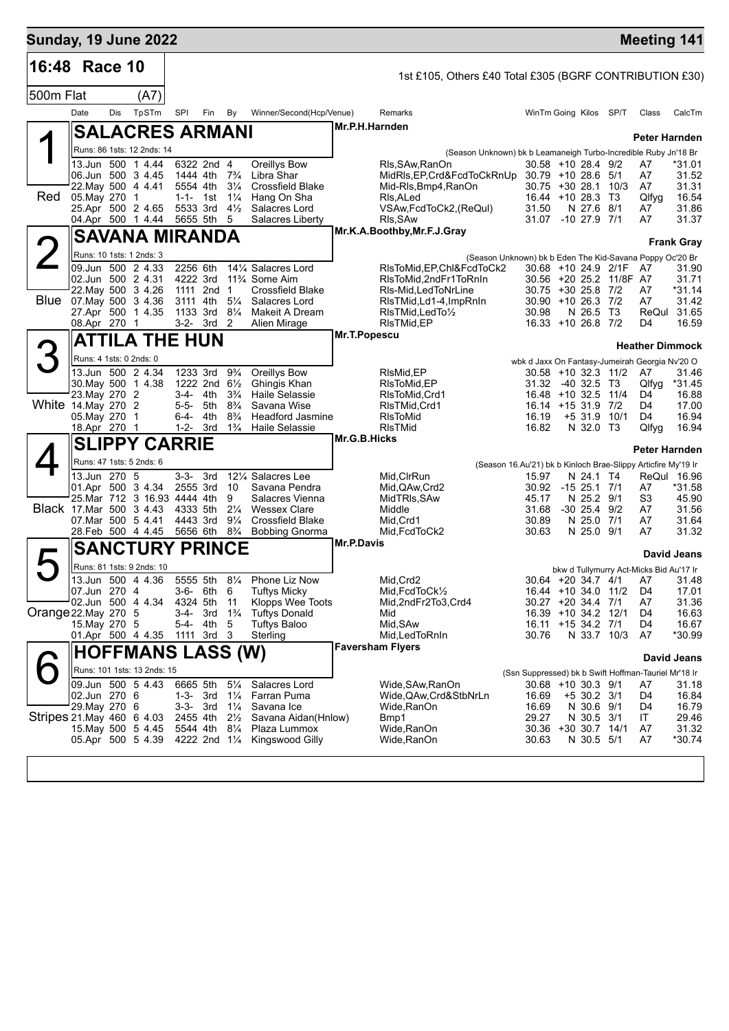## Sunday, 19 June 2022 — Meeting 141

**16:48 Race 10** — 1st £105, Others £40 Total £305 (BGRF CONTRIBUTION £30)

**500m Flat (A7)**

### 1 (Red) SALACRES ARMANI — Mr.P.H.Harnden — Trainer: Peter Harnden

Runs: 86 1sts: 12 2nds: 14 — (Season Unknown) bk b Leamaneigh Turbo-Incredible Ruby Jn'18 Br

| Date | Dis | Tp STm | SPI | Fin | By | Winner/Second(Hcp/Venue) | Remarks | WinTm | Going | Kilos | SP/T | Class | CalcTm |
|---|---|---|---|---|---|---|---|---|---|---|---|---|---|
| 13.Jun | 500 | 1 4.44 | 6322 | 2nd | 4 | Oreillys Bow | Rls,SAw,RanOn | 30.58 | +10 | 28.4 | 9/2 | A7 | *31.01 |
| 06.Jun | 500 | 3 4.45 | 1444 | 4th | 7¾ | Libra Shar | MidRls,EP,Crd&FcdToCkRnUp | 30.79 | +10 | 28.6 | 5/1 | A7 | 31.52 |
| 22.May | 500 | 4 4.41 | 5554 | 4th | 3¼ | Crossfield Blake | Mid-Rls,Bmp4,RanOn | 30.75 | +30 | 28.1 | 10/3 | A7 | 31.31 |
| 05.May | 270 | 1 | 1-1- | 1st | 1¼ | Hang On Sha | Rls,ALed | 16.44 | +10 | 28.3 | T3 | Qlfyg | 16.54 |
| 25.Apr | 500 | 2 4.65 | 5533 | 3rd | 4½ | Salacres Lord | VSAw,FcdToCk2,(ReQul) | 31.50 | N | 27.6 | 8/1 | A7 | 31.86 |
| 04.Apr | 500 | 1 4.44 | 5655 | 5th | 5 | Salacres Liberty | Rls,SAw | 31.07 | -10 | 27.9 | 7/1 | A7 | 31.37 |

### 2 (Blue) SAVANA MIRANDA — Mr.K.A.Boothby,Mr.F.J.Gray — Trainer: Frank Gray

Runs: 10 1sts: 1 2nds: 3 — (Season Unknown) bk b Eden The Kid-Savana Poppy Oc'20 Br

| Date | Dis | Tp STm | SPI | Fin | By | Winner/Second(Hcp/Venue) | Remarks | WinTm | Going | Kilos | SP/T | Class | CalcTm |
|---|---|---|---|---|---|---|---|---|---|---|---|---|---|
| 09.Jun | 500 | 2 4.33 | 2256 | 6th | 14¼ | Salacres Lord | RlsToMid,EP,Chl&FcdToCk2 | 30.68 | +10 | 24.9 | 2/1F | A7 | 31.90 |
| 02.Jun | 500 | 2 4.31 | 4222 | 3rd | 11¾ | Some Aim | RlsToMid,2ndFr1ToRnIn | 30.56 | +20 | 25.2 | 11/8F | A7 | 31.71 |
| 22.May | 500 | 3 4.26 | 1111 | 2nd | 1 | Crossfield Blake | Rls-Mid,LedToNrLine | 30.75 | +30 | 25.8 | 7/2 | A7 | *31.14 |
| 07.May | 500 | 3 4.36 | 3111 | 4th | 5¼ | Salacres Lord | RlsTMid,Ld1-4,ImpRnIn | 30.90 | +10 | 26.3 | 7/2 | A7 | 31.42 |
| 27.Apr | 500 | 1 4.35 | 1133 | 3rd | 8¼ | Makeit A Dream | RlsTMid,LedTo½ | 30.98 | N | 26.5 | T3 | ReQul | 31.65 |
| 08.Apr | 270 | 1 | 3-2- | 3rd | 2 | Alien Mirage | RlsTMid,EP | 16.33 | +10 | 26.8 | 7/2 | D4 | 16.59 |

### 3 (White) ATTILA THE HUN — Mr.T.Popescu — Trainer: Heather Dimmock

Runs: 4 1sts: 0 2nds: 0 — wbk d Jaxx On Fantasy-Jumeirah Georgia Nv'20 O

| Date | Dis | Tp STm | SPI | Fin | By | Winner/Second(Hcp/Venue) | Remarks | WinTm | Going | Kilos | SP/T | Class | CalcTm |
|---|---|---|---|---|---|---|---|---|---|---|---|---|---|
| 13.Jun | 500 | 2 4.34 | 1233 | 3rd | 9¾ | Oreillys Bow | RlsMid,EP | 30.58 | +10 | 32.3 | 11/2 | A7 | 31.46 |
| 30.May | 500 | 1 4.38 | 1222 | 2nd | 6½ | Ghingis Khan | RlsToMid,EP | 31.32 | -40 | 32.5 | T3 | Qlfyg | *31.45 |
| 23.May | 270 | 2 | 3-4- | 4th | 3¾ | Haile Selassie | RlsToMid,Crd1 | 16.48 | +10 | 32.5 | 11/4 | D4 | 16.88 |
| 14.May | 270 | 2 | 5-5- | 5th | 8¾ | Savana Wise | RlsTMid,Crd1 | 16.14 | +15 | 31.9 | 7/2 | D4 | 17.00 |
| 05.May | 270 | 1 | 6-4- | 4th | 8¾ | Headford Jasmine | RlsToMid | 16.19 | +5 | 31.9 | 10/1 | D4 | 16.94 |
| 18.Apr | 270 | 1 | 1-2- | 3rd | 1¾ | Haile Selassie | RlsTMid | 16.82 | N | 32.0 | T3 | Qlfyg | 16.94 |

### 4 (Black) SLIPPY CARRIE — Mr.G.B.Hicks — Trainer: Peter Harnden

Runs: 47 1sts: 5 2nds: 6 — (Season 16.Au'21) bk b Kinloch Brae-Slippy Articfire My'19 Ir

| Date | Dis | Tp STm | SPI | Fin | By | Winner/Second(Hcp/Venue) | Remarks | WinTm | Going | Kilos | SP/T | Class | CalcTm |
|---|---|---|---|---|---|---|---|---|---|---|---|---|---|
| 13.Jun | 270 | 5 | 3-3- | 3rd | 12¼ | Salacres Lee | Mid,ClrRun | 15.97 | N | 24.1 | T4 | ReQul | 16.96 |
| 01.Apr | 500 | 3 4.34 | 2555 | 3rd | 10 | Savana Pendra | Mid,QAw,Crd2 | 30.92 | -15 | 25.1 | 7/1 | A7 | *31.58 |
| 25.Mar | 712 | 3 16.93 | 4444 | 4th | 9 | Salacres Vienna | MidTRls,SAw | 45.17 | N | 25.2 | 9/1 | S3 | 45.90 |
| 17.Mar | 500 | 3 4.43 | 4333 | 5th | 2¼ | Wessex Clare | Middle | 31.68 | -30 | 25.4 | 9/2 | A7 | 31.56 |
| 07.Mar | 500 | 5 4.41 | 4443 | 3rd | 9¼ | Crossfield Blake | Mid,Crd1 | 30.89 | N | 25.0 | 7/1 | A7 | 31.64 |
| 28.Feb | 500 | 4 4.45 | 5656 | 6th | 8¾ | Bobbing Gnorma | Mid,FcdToCk2 | 30.63 | N | 25.0 | 9/1 | A7 | 31.32 |

### 5 (Orange) SANCTURY PRINCE — Mr.P.Davis — Trainer: David Jeans

Runs: 81 1sts: 9 2nds: 10 — bkw d Tullymurry Act-Micks Bid Au'17 Ir

| Date | Dis | Tp STm | SPI | Fin | By | Winner/Second(Hcp/Venue) | Remarks | WinTm | Going | Kilos | SP/T | Class | CalcTm |
|---|---|---|---|---|---|---|---|---|---|---|---|---|---|
| 13.Jun | 500 | 4 4.36 | 5555 | 5th | 8¼ | Phone Liz Now | Mid,Crd2 | 30.64 | +20 | 34.7 | 4/1 | A7 | 31.48 |
| 07.Jun | 270 | 4 | 3-6- | 6th | 6 | Tuftys Micky | Mid,FcdToCk½ | 16.44 | +10 | 34.0 | 11/2 | D4 | 17.01 |
| 02.Jun | 500 | 4 4.34 | 4324 | 5th | 11 | Klopps Wee Toots | Mid,2ndFr2To3,Crd4 | 30.27 | +20 | 34.4 | 7/1 | A7 | 31.36 |
| 22.May | 270 | 5 | 3-4- | 3rd | 1¾ | Tuftys Donald | Mid | 16.39 | +10 | 34.2 | 12/1 | D4 | 16.63 |
| 15.May | 270 | 5 | 5-4- | 4th | 5 | Tuftys Baloo | Mid,SAw | 16.11 | +15 | 34.2 | 7/1 | D4 | 16.67 |
| 01.Apr | 500 | 4 4.35 | 1111 | 3rd | 3 | Sterling | Mid,LedToRnIn | 30.76 | N | 33.7 | 10/3 | A7 | *30.99 |

### 6 (Stripes) HOFFMANS LASS (W) — Faversham Flyers — Trainer: David Jeans

Runs: 101 1sts: 13 2nds: 15 — (Ssn Suppressed) bk b Swift Hoffman-Tauriel Mr'18 Ir

| Date | Dis | Tp STm | SPI | Fin | By | Winner/Second(Hcp/Venue) | Remarks | WinTm | Going | Kilos | SP/T | Class | CalcTm |
|---|---|---|---|---|---|---|---|---|---|---|---|---|---|
| 09.Jun | 500 | 5 4.43 | 6665 | 5th | 5¼ | Salacres Lord | Wide,SAw,RanOn | 30.68 | +10 | 30.3 | 9/1 | A7 | 31.18 |
| 02.Jun | 270 | 6 | 1-3- | 3rd | 1¼ | Farran Puma | Wide,QAw,Crd&StbNrLn | 16.69 | +5 | 30.2 | 3/1 | D4 | 16.84 |
| 29.May | 270 | 6 | 3-3- | 3rd | 1¼ | Savana Ice | Wide,RanOn | 16.69 | N | 30.6 | 9/1 | D4 | 16.79 |
| 21.May | 460 | 6 4.03 | 2455 | 4th | 2½ | Savana Aidan(Hnlow) | Bmp1 | 29.27 | N | 30.5 | 3/1 | IT | 29.46 |
| 15.May | 500 | 5 4.45 | 5544 | 4th | 8¼ | Plaza Lummox | Wide,RanOn | 30.36 | +30 | 30.7 | 14/1 | A7 | 31.32 |
| 05.Apr | 500 | 5 4.39 | 4222 | 2nd | 1¼ | Kingswood Gilly | Wide,RanOn | 30.63 | N | 30.5 | 5/1 | A7 | *30.74 |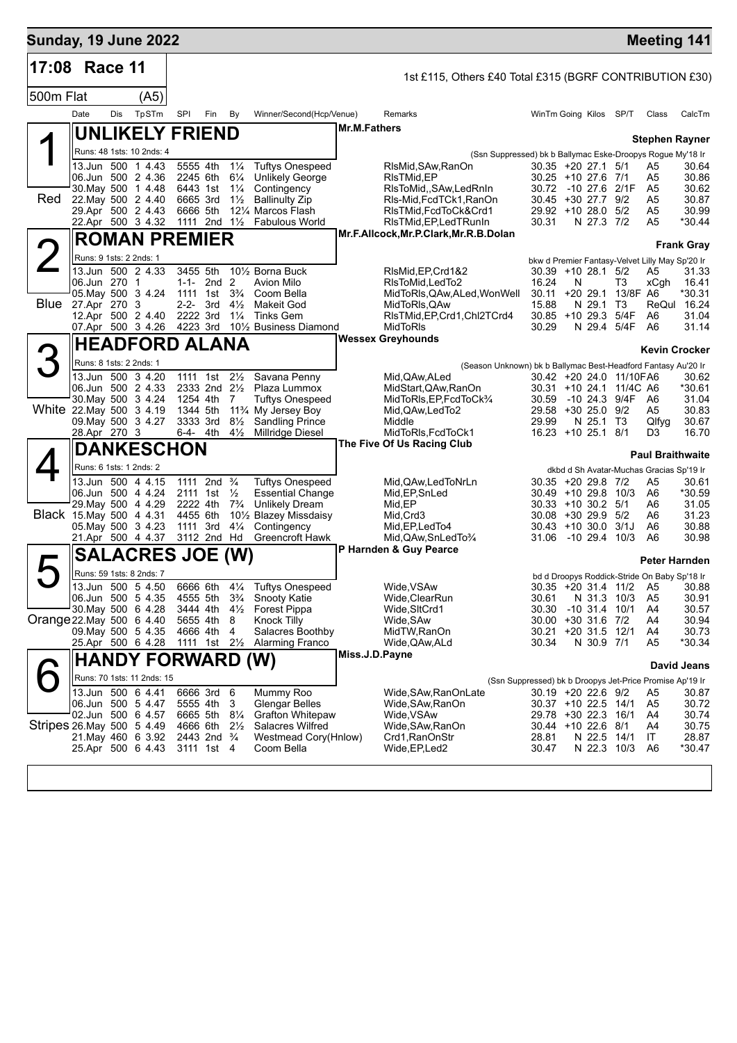# Sunday, 19 June 2022 — Meeting 141

## 17:08 Race 11

1st £115, Others £40 Total £315 (BGRF CONTRIBUTION £30)

500m Flat (A5)

| Date | Dis | TpSTm | SPl | Fin | By | Winner/Second(Hcp/Venue) | Remarks | WinTm | Going | Kilos | SP/T | Class | CalcTm |
|---|---|---|---|---|---|---|---|---|---|---|---|---|---|

### 1 (Red) UNLIKELY FRIEND — Mr.M.Fathers — Stephen Rayner

Runs: 48 1sts: 10 2nds: 4 — (Ssn Suppressed) bk b Ballymac Eske-Droopys Rogue My'18 Ir

| Date | Dis | TpSTm | SPl | Fin | By | Winner/Second(Hcp/Venue) | Remarks | WinTm | Going | Kilos | SP/T | Class | CalcTm |
|---|---|---|---|---|---|---|---|---|---|---|---|---|---|
| 13.Jun | 500 | 1 4.43 | 5555 | 4th | 1¼ | Tuftys Onespeed | RlsMid,SAw,RanOn | 30.35 | +20 | 27.1 | 5/1 | A5 | 30.64 |
| 06.Jun | 500 | 2 4.36 | 2245 | 6th | 6¼ | Unlikely George | RlsTMid,EP | 30.25 | +10 | 27.6 | 7/1 | A5 | 30.86 |
| 30.May | 500 | 1 4.48 | 6443 | 1st | 1¼ | Contingency | RlsToMid,,SAw,LedRnIn | 30.72 | -10 | 27.6 | 2/1F | A5 | 30.62 |
| 22.May | 500 | 2 4.40 | 6665 | 3rd | 1½ | Ballinulty Zip | Rls-Mid,FcdTCk1,RanOn | 30.45 | +30 | 27.7 | 9/2 | A5 | 30.87 |
| 29.Apr | 500 | 2 4.43 | 6666 | 5th | 12¼ | Marcos Flash | RlsTMid,FcdToCk&Crd1 | 29.92 | +10 | 28.0 | 5/2 | A5 | 30.99 |
| 22.Apr | 500 | 3 4.32 | 1111 | 2nd | 1½ | Fabulous World | RlsTMid,EP,LedTRunIn | 30.31 | N | 27.3 | 7/2 | A5 | *30.44 |

### 2 (Blue) ROMAN PREMIER — Mr.F.Allcock,Mr.P.Clark,Mr.R.B.Dolan — Frank Gray

Runs: 9 1sts: 2 2nds: 1 — bkw d Premier Fantasy-Velvet Lilly May Sp'20 Ir

| Date | Dis | TpSTm | SPl | Fin | By | Winner/Second(Hcp/Venue) | Remarks | WinTm | Going | Kilos | SP/T | Class | CalcTm |
|---|---|---|---|---|---|---|---|---|---|---|---|---|---|
| 13.Jun | 500 | 2 4.33 | 3455 | 5th | 10½ | Borna Buck | RlsMid,EP,Crd1&2 | 30.39 | +10 | 28.1 | 5/2 | A5 | 31.33 |
| 06.Jun | 270 | 1 | 1-1- | 2nd | 2 | Avion Milo | RlsToMid,LedTo2 | 16.24 | N | | T3 | xCgh | 16.41 |
| 05.May | 500 | 3 4.24 | 1111 | 1st | 3¾ | Coom Bella | MidToRls,QAw,ALed,WonWell | 30.11 | +20 | 29.1 | 13/8F | A6 | *30.31 |
| 27.Apr | 270 | 3 | 2-2- | 3rd | 4½ | Makeit God | MidToRls,QAw | 15.88 | N | 29.1 | T3 | ReQul | 16.24 |
| 12.Apr | 500 | 2 4.40 | 2222 | 3rd | 1¼ | Tinks Gem | RlsTMid,EP,Crd1,Chl2TCrd4 | 30.85 | +10 | 29.3 | 5/4F | A6 | 31.04 |
| 07.Apr | 500 | 3 4.26 | 4223 | 3rd | 10½ | Business Diamond | MidToRls | 30.29 | N | 29.4 | 5/4F | A6 | 31.14 |

### 3 (White) HEADFORD ALANA — Wessex Greyhounds — Kevin Crocker

Runs: 8 1sts: 2 2nds: 1 — (Season Unknown) bk b Ballymac Best-Headford Fantasy Au'20 Ir

| Date | Dis | TpSTm | SPl | Fin | By | Winner/Second(Hcp/Venue) | Remarks | WinTm | Going | Kilos | SP/T | Class | CalcTm |
|---|---|---|---|---|---|---|---|---|---|---|---|---|---|
| 13.Jun | 500 | 3 4.20 | 1111 | 1st | 2½ | Savana Penny | Mid,QAw,ALed | 30.42 | +20 | 24.0 | 11/10F | A6 | 30.62 |
| 06.Jun | 500 | 2 4.33 | 2333 | 2nd | 2½ | Plaza Lummox | MidStart,QAw,RanOn | 30.31 | +10 | 24.1 | 11/4C | A6 | *30.61 |
| 30.May | 500 | 3 4.24 | 1254 | 4th | 7 | Tuftys Onespeed | MidToRls,EP,FcdToCk¾ | 30.59 | -10 | 24.3 | 9/4F | A6 | 31.04 |
| 22.May | 500 | 3 4.19 | 1344 | 5th | 11¾ | My Jersey Boy | Mid,QAw,LedTo2 | 29.58 | +30 | 25.0 | 9/2 | A5 | 30.83 |
| 09.May | 500 | 3 4.27 | 3333 | 3rd | 8½ | Sandling Prince | Middle | 29.99 | N | 25.1 | T3 | Qlfyg | 30.67 |
| 28.Apr | 270 | 3 | 6-4- | 4th | 4½ | Millridge Diesel | MidToRls,FcdToCk1 | 16.23 | +10 | 25.1 | 8/1 | D3 | 16.70 |

### 4 (Black) DANKESCHON — The Five Of Us Racing Club — Paul Braithwaite

Runs: 6 1sts: 1 2nds: 2 — dkbd d Sh Avatar-Muchas Gracias Sp'19 Ir

| Date | Dis | TpSTm | SPl | Fin | By | Winner/Second(Hcp/Venue) | Remarks | WinTm | Going | Kilos | SP/T | Class | CalcTm |
|---|---|---|---|---|---|---|---|---|---|---|---|---|---|
| 13.Jun | 500 | 4 4.15 | 1111 | 2nd | ¾ | Tuftys Onespeed | Mid,QAw,LedToNrLn | 30.35 | +20 | 29.8 | 7/2 | A5 | 30.61 |
| 06.Jun | 500 | 4 4.24 | 2111 | 1st | ½ | Essential Change | Mid,EP,SnLed | 30.49 | +10 | 29.8 | 10/3 | A6 | *30.59 |
| 29.May | 500 | 4 4.29 | 2222 | 4th | 7¾ | Unlikely Dream | Mid,EP | 30.33 | +10 | 30.2 | 5/1 | A6 | 31.05 |
| 15.May | 500 | 4 4.31 | 4455 | 6th | 10½ | Blazey Missdaisy | Mid,Crd3 | 30.08 | +30 | 29.9 | 5/2 | A6 | 31.23 |
| 05.May | 500 | 3 4.23 | 1111 | 3rd | 4¼ | Contingency | Mid,EP,LedTo4 | 30.43 | +10 | 30.0 | 3/1J | A6 | 30.88 |
| 21.Apr | 500 | 4 4.37 | 3112 | 2nd | Hd | Greencroft Hawk | Mid,QAw,SnLedTo¾ | 31.06 | -10 | 29.4 | 10/3 | A6 | 30.98 |

### 5 (Orange) SALACRES JOE (W) — P Harnden & Guy Pearce — Peter Harnden

Runs: 59 1sts: 8 2nds: 7 — bd d Droopys Roddick-Stride On Baby Sp'18 Ir

| Date | Dis | TpSTm | SPl | Fin | By | Winner/Second(Hcp/Venue) | Remarks | WinTm | Going | Kilos | SP/T | Class | CalcTm |
|---|---|---|---|---|---|---|---|---|---|---|---|---|---|
| 13.Jun | 500 | 5 4.50 | 6666 | 6th | 4¼ | Tuftys Onespeed | Wide,VSAw | 30.35 | +20 | 31.4 | 11/2 | A5 | 30.88 |
| 06.Jun | 500 | 5 4.35 | 4555 | 5th | 3¾ | Snooty Katie | Wide,ClearRun | 30.61 | N | 31.3 | 10/3 | A5 | 30.91 |
| 30.May | 500 | 6 4.28 | 3444 | 4th | 4½ | Forest Pippa | Wide,SltCrd1 | 30.30 | -10 | 31.4 | 10/1 | A4 | 30.57 |
| 22.May | 500 | 6 4.40 | 5655 | 4th | 8 | Knock Tilly | Wide,SAw | 30.00 | +30 | 31.6 | 7/2 | A4 | 30.94 |
| 09.May | 500 | 5 4.35 | 4666 | 4th | 4 | Salacres Boothby | MidTW,RanOn | 30.21 | +20 | 31.5 | 12/1 | A4 | 30.73 |
| 25.Apr | 500 | 6 4.28 | 1111 | 1st | 2½ | Alarming Franco | Wide,QAw,ALd | 30.34 | N | 30.9 | 7/1 | A5 | *30.34 |

### 6 (Stripes) HANDY FORWARD (W) — Miss.J.D.Payne — David Jeans

Runs: 70 1sts: 11 2nds: 15 — (Ssn Suppressed) bk b Droopys Jet-Price Promise Ap'19 Ir

| Date | Dis | TpSTm | SPl | Fin | By | Winner/Second(Hcp/Venue) | Remarks | WinTm | Going | Kilos | SP/T | Class | CalcTm |
|---|---|---|---|---|---|---|---|---|---|---|---|---|---|
| 13.Jun | 500 | 6 4.41 | 6666 | 3rd | 6 | Mummy Roo | Wide,SAw,RanOnLate | 30.19 | +20 | 22.6 | 9/2 | A5 | 30.87 |
| 06.Jun | 500 | 5 4.47 | 5555 | 4th | 3 | Glengar Belles | Wide,SAw,RanOn | 30.37 | +10 | 22.5 | 14/1 | A5 | 30.72 |
| 02.Jun | 500 | 6 4.57 | 6665 | 5th | 8¼ | Grafton Whitepaw | Wide,VSAw | 29.78 | +30 | 22.3 | 16/1 | A4 | 30.74 |
| 26.May | 500 | 5 4.49 | 4666 | 6th | 2½ | Salacres Wilfred | Wide,SAw,RanOn | 30.44 | +10 | 22.6 | 8/1 | A4 | 30.75 |
| 21.May | 460 | 6 3.92 | 2443 | 2nd | ¾ | Westmead Cory(Hnlow) | Crd1,RanOnStr | 28.81 | N | 22.5 | 14/1 | IT | 28.87 |
| 25.Apr | 500 | 6 4.43 | 3111 | 1st | 4 | Coom Bella | Wide,EP,Led2 | 30.47 | N | 22.3 | 10/3 | A6 | *30.47 |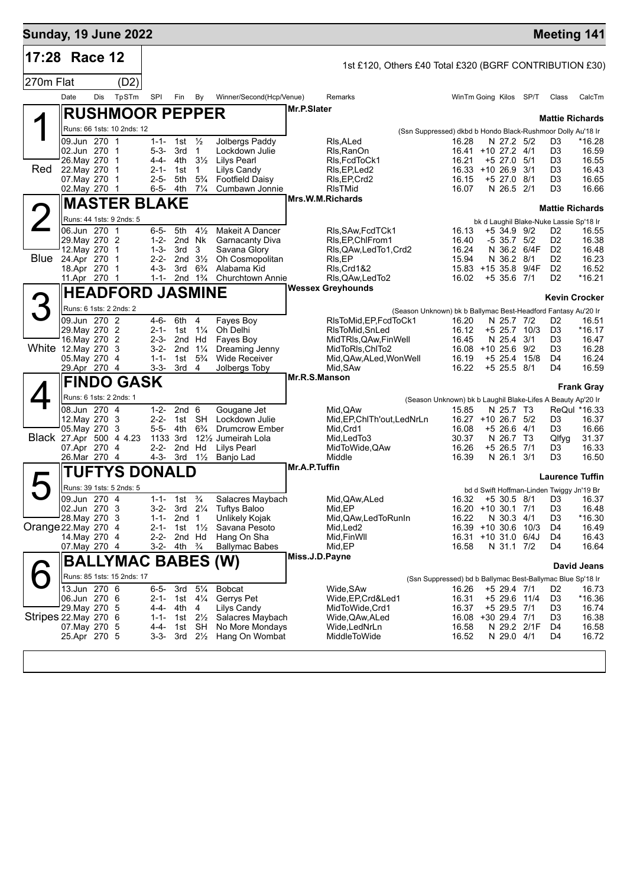## Sunday, 19 June 2022 — Meeting 141

**17:28 Race 12** — 1st £120, Others £40 Total £320 (BGRF CONTRIBUTION £30)

270m Flat (D2)

| Date | Dis | TpSTm | SPI | Fin | By | Winner/Second(Hcp/Venue) | Remarks | WinTm | Going | Kilos | SP/T | Class | CalcTm |
|---|---|---|---|---|---|---|---|---|---|---|---|---|---|

### 1 (Red) RUSHMOOR PEPPER — Mr.P.Slater — Mattie Richards

Runs: 66 1sts: 10 2nds: 12 — (Ssn Suppressed) dkbd b Hondo Black-Rushmoor Dolly Au'18 Ir

| Date | Dis | TpSTm | SPI | Fin | By | Winner/Second(Hcp/Venue) | Remarks | WinTm | Going | Kilos | SP/T | Class | CalcTm |
|---|---|---|---|---|---|---|---|---|---|---|---|---|---|
| 09.Jun | 270 | 1 | 1-1- | 1st | ½ | Jolbergs Paddy | Rls,ALed | 16.28 | N | 27.2 | 5/2 | D3 | *16.28 |
| 02.Jun | 270 | 1 | 5-3- | 3rd | 1 | Lockdown Julie | Rls,RanOn | 16.41 | +10 | 27.2 | 4/1 | D3 | 16.59 |
| 26.May | 270 | 1 | 4-4- | 4th | 3½ | Lilys Pearl | Rls,FcdToCk1 | 16.21 | +5 | 27.0 | 5/1 | D3 | 16.55 |
| 22.May | 270 | 1 | 2-1- | 1st | 1 | Lilys Candy | Rls,EP,Led2 | 16.33 | +10 | 26.9 | 3/1 | D3 | 16.43 |
| 07.May | 270 | 1 | 2-5- | 5th | 5¾ | Footfield Daisy | Rls,EP,Crd2 | 16.15 | +5 | 27.0 | 8/1 | D3 | 16.65 |
| 02.May | 270 | 1 | 6-5- | 4th | 7¼ | Cumbawn Jonnie | RlsTMid | 16.07 | N | 26.5 | 2/1 | D3 | 16.66 |

### 2 (Blue) MASTER BLAKE — Mrs.W.M.Richards — Mattie Richards

Runs: 44 1sts: 9 2nds: 5 — bk d Laughil Blake-Nuke Lassie Sp'18 Ir

| Date | Dis | TpSTm | SPI | Fin | By | Winner/Second(Hcp/Venue) | Remarks | WinTm | Going | Kilos | SP/T | Class | CalcTm |
|---|---|---|---|---|---|---|---|---|---|---|---|---|---|
| 06.Jun | 270 | 1 | 6-5- | 5th | 4½ | Makeit A Dancer | Rls,SAw,FcdTCk1 | 16.13 | +5 | 34.9 | 9/2 | D2 | 16.55 |
| 29.May | 270 | 2 | 1-2- | 2nd | Nk | Garnacanty Diva | Rls,EP,ChlFrom1 | 16.40 | -5 | 35.7 | 5/2 | D2 | 16.38 |
| 12.May | 270 | 1 | 1-3- | 3rd | 3 | Savana Glory | Rls,QAw,LedTo1,Crd2 | 16.24 | N | 36.2 | 6/4F | D2 | 16.48 |
| 24.Apr | 270 | 1 | 2-2- | 2nd | 3½ | Oh Cosmopolitan | Rls,EP | 15.94 | N | 36.2 | 8/1 | D2 | 16.23 |
| 18.Apr | 270 | 1 | 4-3- | 3rd | 6¾ | Alabama Kid | Rls,Crd1&2 | 15.83 | +15 | 35.8 | 9/4F | D2 | 16.52 |
| 11.Apr | 270 | 1 | 1-1- | 2nd | 1¾ | Churchtown Annie | Rls,QAw,LedTo2 | 16.02 | +5 | 35.6 | 7/1 | D2 | *16.21 |

### 3 (White) HEADFORD JASMINE — Wessex Greyhounds — Kevin Crocker

Runs: 6 1sts: 2 2nds: 2 — (Season Unknown) bk b Ballymac Best-Headford Fantasy Au'20 Ir

| Date | Dis | TpSTm | SPI | Fin | By | Winner/Second(Hcp/Venue) | Remarks | WinTm | Going | Kilos | SP/T | Class | CalcTm |
|---|---|---|---|---|---|---|---|---|---|---|---|---|---|
| 09.Jun | 270 | 2 | 4-6- | 6th | 4 | Fayes Boy | RlsToMid,EP,FcdToCk1 | 16.20 | N | 25.7 | 7/2 | D2 | 16.51 |
| 29.May | 270 | 2 | 2-1- | 1st | 1¼ | Oh Delhi | RlsToMid,SnLed | 16.12 | +5 | 25.7 | 10/3 | D3 | *16.17 |
| 16.May | 270 | 2 | 2-3- | 2nd | Hd | Fayes Boy | MidTRls,QAw,FinWell | 16.45 | N | 25.4 | 3/1 | D3 | 16.47 |
| 12.May | 270 | 3 | 3-2- | 2nd | 1¼ | Dreaming Jenny | MidToRls,ChlTo2 | 16.08 | +10 | 25.6 | 9/2 | D3 | 16.28 |
| 05.May | 270 | 4 | 1-1- | 1st | 5¾ | Wide Receiver | Mid,QAw,ALed,WonWell | 16.19 | +5 | 25.4 | 15/8 | D4 | 16.24 |
| 29.Apr | 270 | 4 | 3-3- | 3rd | 4 | Jolbergs Toby | Mid,SAw | 16.22 | +5 | 25.5 | 8/1 | D4 | 16.59 |

### 4 (Black) FINDO GASK — Mr.R.S.Manson — Frank Gray

Runs: 6 1sts: 2 2nds: 1 — (Season Unknown) bk b Laughil Blake-Lifes A Beauty Ap'20 Ir

| Date | Dis | TpSTm | SPI | Fin | By | Winner/Second(Hcp/Venue) | Remarks | WinTm | Going | Kilos | SP/T | Class | CalcTm |
|---|---|---|---|---|---|---|---|---|---|---|---|---|---|
| 08.Jun | 270 | 4 | 1-2- | 2nd | 6 | Gougane Jet | Mid,QAw | 15.85 | N | 25.7 | T3 | ReQul | *16.33 |
| 12.May | 270 | 3 | 2-2- | 1st | SH | Lockdown Julie | Mid,EP,ChlTh'out,LedNrLn | 16.27 | +10 | 26.7 | 5/2 | D3 | 16.37 |
| 05.May | 270 | 3 | 5-5- | 4th | 6¾ | Drumcrow Ember | Mid,Crd1 | 16.08 | +5 | 26.6 | 4/1 | D3 | 16.66 |
| 27.Apr | 500 | 4 4.23 | 1133 | 3rd | 12½ | Jumeirah Lola | Mid,LedTo3 | 30.37 | N | 26.7 | T3 | Qlfyg | 31.37 |
| 07.Apr | 270 | 4 | 2-2- | 2nd | Hd | Lilys Pearl | MidToWide,QAw | 16.26 | +5 | 26.5 | 7/1 | D3 | 16.33 |
| 26.Mar | 270 | 4 | 4-3- | 3rd | 1½ | Banjo Lad | Middle | 16.39 | N | 26.1 | 3/1 | D3 | 16.50 |

### 5 (Orange) TUFTYS DONALD — Mr.A.P.Tuffin — Laurence Tuffin

Runs: 39 1sts: 5 2nds: 5 — bd d Swift Hoffman-Linden Twiggy Jn'19 Br

| Date | Dis | TpSTm | SPI | Fin | By | Winner/Second(Hcp/Venue) | Remarks | WinTm | Going | Kilos | SP/T | Class | CalcTm |
|---|---|---|---|---|---|---|---|---|---|---|---|---|---|
| 09.Jun | 270 | 4 | 1-1- | 1st | ¾ | Salacres Maybach | Mid,QAw,ALed | 16.32 | +5 | 30.5 | 8/1 | D3 | 16.37 |
| 02.Jun | 270 | 3 | 3-2- | 3rd | 2¼ | Tuftys Baloo | Mid,EP | 16.20 | +10 | 30.1 | 7/1 | D3 | 16.48 |
| 28.May | 270 | 3 | 1-1- | 2nd | 1 | Unlikely Kojak | Mid,QAw,LedToRunIn | 16.22 | N | 30.3 | 4/1 | D3 | *16.30 |
| 22.May | 270 | 4 | 2-1- | 1st | 1½ | Savana Pesoto | Mid,Led2 | 16.39 | +10 | 30.6 | 10/3 | D4 | 16.49 |
| 14.May | 270 | 4 | 2-2- | 2nd | Hd | Hang On Sha | Mid,FinWll | 16.31 | +10 | 31.0 | 6/4J | D4 | 16.43 |
| 07.May | 270 | 4 | 3-2- | 4th | ¾ | Ballymac Babes | Mid,EP | 16.58 | N | 31.1 | 7/2 | D4 | 16.64 |

### 6 (Stripes) BALLYMAC BABES (W) — Miss.J.D.Payne — David Jeans

Runs: 85 1sts: 15 2nds: 17 — (Ssn Suppressed) bd b Ballymac Best-Ballymac Blue Sp'18 Ir

| Date | Dis | TpSTm | SPI | Fin | By | Winner/Second(Hcp/Venue) | Remarks | WinTm | Going | Kilos | SP/T | Class | CalcTm |
|---|---|---|---|---|---|---|---|---|---|---|---|---|---|
| 13.Jun | 270 | 6 | 6-5- | 3rd | 5¼ | Bobcat | Wide,SAw | 16.26 | +5 | 29.4 | 7/1 | D2 | 16.73 |
| 06.Jun | 270 | 6 | 2-1- | 1st | 4¼ | Gerrys Pet | Wide,EP,Crd&Led1 | 16.31 | +5 | 29.6 | 11/4 | D3 | *16.36 |
| 29.May | 270 | 5 | 4-4- | 4th | 4 | Lilys Candy | MidToWide,Crd1 | 16.37 | +5 | 29.5 | 7/1 | D3 | 16.74 |
| 22.May | 270 | 6 | 1-1- | 1st | 2½ | Salacres Maybach | Wide,QAw,ALed | 16.08 | +30 | 29.4 | 7/1 | D3 | 16.38 |
| 07.May | 270 | 5 | 4-4- | 1st | SH | No More Mondays | Wide,LedNrLn | 16.58 | N | 29.2 | 2/1F | D4 | 16.58 |
| 25.Apr | 270 | 5 | 3-3- | 3rd | 2½ | Hang On Wombat | MiddleToWide | 16.52 | N | 29.0 | 4/1 | D4 | 16.72 |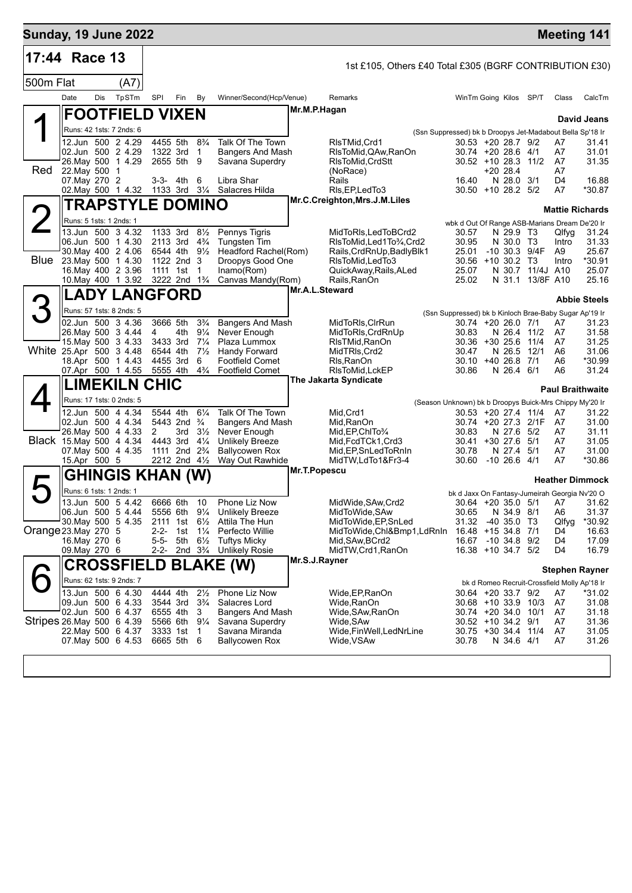## Sunday, 19 June 2022 — Meeting 141

**17:44 Race 13** — 1st £105, Others £40 Total £305 (BGRF CONTRIBUTION £30)

**500m Flat (A7)**

| Date | Dis | TpSTm | SPI | Fin | By | Winner/Second(Hcp/Venue) | Remarks | WinTm | Going | Kilos | SP/T | Class | CalcTm |
|---|---|---|---|---|---|---|---|---|---|---|---|---|---|

### 1 (Red) FOOTFIELD VIXEN — Mr.M.P.Hagan — David Jeans
Runs: 42 1sts: 7 2nds: 6 — (Ssn Suppressed) bk b Droopys Jet-Madabout Bella Sp'18 Ir

| Date | Dis | TpSTm | SPI | Fin | By | Winner/Second(Hcp/Venue) | Remarks | WinTm | Going | Kilos | SP/T | Class | CalcTm |
|---|---|---|---|---|---|---|---|---|---|---|---|---|---|
| 12.Jun | 500 | 2 4.29 | 4455 | 5th | 8¾ | Talk Of The Town | RlsTMid,Crd1 | 30.53 | +20 | 28.7 | 9/2 | A7 | 31.41 |
| 02.Jun | 500 | 2 4.29 | 1322 | 3rd | 1 | Bangers And Mash | RlsToMid,QAw,RanOn | 30.74 | +20 | 28.6 | 4/1 | A7 | 31.01 |
| 26.May | 500 | 1 4.29 | 2655 | 5th | 9 | Savana Superdry | RlsToMid,CrdStt | 30.52 | +10 | 28.3 | 11/2 | A7 | 31.35 |
| 22.May | 500 | 1 | | | | | (NoRace) | | +20 | 28.4 | | A7 | |
| 07.May | 270 | 2 | 3-3- | 4th | 6 | Libra Shar | Rails | 16.40 | N | 28.0 | 3/1 | D4 | 16.88 |
| 02.May | 500 | 1 4.32 | 1133 | 3rd | 3¼ | Salacres Hilda | Rls,EP,LedTo3 | 30.50 | +10 | 28.2 | 5/2 | A7 | *30.87 |

### 2 (Blue) TRAPSTYLE DOMINO — Mr.C.Creighton,Mrs.J.M.Liles — Mattie Richards
Runs: 5 1sts: 1 2nds: 1 — wbk d Out Of Range ASB-Marians Dream De'20 Ir

| Date | Dis | TpSTm | SPI | Fin | By | Winner/Second(Hcp/Venue) | Remarks | WinTm | Going | Kilos | SP/T | Class | CalcTm |
|---|---|---|---|---|---|---|---|---|---|---|---|---|---|
| 13.Jun | 500 | 3 4.32 | 1133 | 3rd | 8½ | Pennys Tigris | MidToRls,LedToBCrd2 | 30.57 | N | 29.9 | T3 | Qlfyg | 31.24 |
| 06.Jun | 500 | 1 4.30 | 2113 | 3rd | 4¾ | Tungsten Tim | RlsToMid,Led1To¾,Crd2 | 30.95 | N | 30.0 | T3 | Intro | 31.33 |
| 30.May | 400 | 2 4.06 | 6544 | 4th | 9½ | Headford Rachel(Rom) | Rails,CrdRnUp,BadlyBlk1 | 25.01 | -10 | 30.3 | 9/4F | A9 | 25.67 |
| 23.May | 500 | 1 4.30 | 1122 | 2nd | 3 | Droopys Good One | RlsToMid,LedTo3 | 30.56 | +10 | 30.2 | T3 | Intro | *30.91 |
| 16.May | 400 | 2 3.96 | 1111 | 1st | 1 | Inamo(Rom) | QuickAway,Rails,ALed | 25.07 | N | 30.7 | 11/4J | A10 | 25.07 |
| 10.May | 400 | 1 3.92 | 3222 | 2nd | 1¾ | Canvas Mandy(Rom) | Rails,RanOn | 25.02 | N | 31.1 | 13/8F | A10 | 25.16 |

### 3 (White) LADY LANGFORD — Mr.A.L.Steward — Abbie Steels
Runs: 57 1sts: 8 2nds: 5 — (Ssn Suppressed) bk b Kinloch Brae-Baby Sugar Ap'19 Ir

| Date | Dis | TpSTm | SPI | Fin | By | Winner/Second(Hcp/Venue) | Remarks | WinTm | Going | Kilos | SP/T | Class | CalcTm |
|---|---|---|---|---|---|---|---|---|---|---|---|---|---|
| 02.Jun | 500 | 3 4.36 | 3666 | 5th | 3¾ | Bangers And Mash | MidToRls,ClrRun | 30.74 | +20 | 26.0 | 7/1 | A7 | 31.23 |
| 26.May | 500 | 3 4.44 | 4 | 4th | 9¼ | Never Enough | MidToRls,CrdRnUp | 30.83 | N | 26.4 | 11/2 | A7 | 31.58 |
| 15.May | 500 | 3 4.33 | 3433 | 3rd | 7¼ | Plaza Lummox | RlsTMid,RanOn | 30.36 | +30 | 25.6 | 11/4 | A7 | 31.25 |
| 25.Apr | 500 | 3 4.48 | 6544 | 4th | 7½ | Handy Forward | MidTRls,Crd2 | 30.47 | N | 26.5 | 12/1 | A6 | 31.06 |
| 18.Apr | 500 | 1 4.43 | 4455 | 3rd | 6 | Footfield Comet | Rls,RanOn | 30.10 | +40 | 26.8 | 7/1 | A6 | *30.99 |
| 07.Apr | 500 | 1 4.55 | 5555 | 4th | 4¾ | Footfield Comet | RlsToMid,LckEP | 30.86 | N | 26.4 | 6/1 | A6 | 31.24 |

### 4 (Black) LIMEKILN CHIC — The Jakarta Syndicate — Paul Braithwaite
Runs: 17 1sts: 0 2nds: 5 — (Season Unknown) bk b Droopys Buick-Mrs Chippy My'20 Ir

| Date | Dis | TpSTm | SPI | Fin | By | Winner/Second(Hcp/Venue) | Remarks | WinTm | Going | Kilos | SP/T | Class | CalcTm |
|---|---|---|---|---|---|---|---|---|---|---|---|---|---|
| 12.Jun | 500 | 4 4.34 | 5544 | 4th | 6¼ | Talk Of The Town | Mid,Crd1 | 30.53 | +20 | 27.4 | 11/4 | A7 | 31.22 |
| 02.Jun | 500 | 4 4.34 | 5443 | 2nd | ¾ | Bangers And Mash | Mid,RanOn | 30.74 | +20 | 27.3 | 2/1F | A7 | 31.00 |
| 26.May | 500 | 4 4.33 | 2 | 3rd | 3½ | Never Enough | Mid,EP,ChlTo¾ | 30.83 | N | 27.6 | 5/2 | A7 | 31.11 |
| 15.May | 500 | 4 4.34 | 4443 | 3rd | 4¼ | Unlikely Breeze | Mid,FcdTCk1,Crd3 | 30.41 | +30 | 27.6 | 5/1 | A7 | 31.05 |
| 07.May | 500 | 4 4.35 | 1111 | 2nd | 2¾ | Ballycowen Rox | Mid,EP,SnLedToRnIn | 30.78 | N | 27.4 | 5/1 | A7 | 31.00 |
| 15.Apr | 500 | 5 | 2212 | 2nd | 4½ | Way Out Rawhide | MidTW,LdTo1&Fr3-4 | 30.60 | -10 | 26.6 | 4/1 | A7 | *30.86 |

### 5 (Orange) GHINGIS KHAN (W) — Mr.T.Popescu — Heather Dimmock
Runs: 6 1sts: 1 2nds: 1 — bk d Jaxx On Fantasy-Jumeirah Georgia Nv'20 O

| Date | Dis | TpSTm | SPI | Fin | By | Winner/Second(Hcp/Venue) | Remarks | WinTm | Going | Kilos | SP/T | Class | CalcTm |
|---|---|---|---|---|---|---|---|---|---|---|---|---|---|
| 13.Jun | 500 | 5 4.42 | 6666 | 6th | 10 | Phone Liz Now | MidWide,SAw,Crd2 | 30.64 | +20 | 35.0 | 5/1 | A7 | 31.62 |
| 06.Jun | 500 | 5 4.44 | 5556 | 6th | 9¼ | Unlikely Breeze | MidToWide,SAw | 30.65 | N | 34.9 | 8/1 | A6 | 31.37 |
| 30.May | 500 | 5 4.35 | 2111 | 1st | 6½ | Attila The Hun | MidToWide,EP,SnLed | 31.32 | -40 | 35.0 | T3 | Qlfyg | *30.92 |
| 23.May | 270 | 5 | 2-2- | 1st | 1¼ | Perfecto Willie | MidToWide,Chl&Bmp1,LdRnIn | 16.48 | +15 | 34.8 | 7/1 | D4 | 16.63 |
| 16.May | 270 | 6 | 5-5- | 5th | 6½ | Tuftys Micky | Mid,SAw,BCrd2 | 16.67 | -10 | 34.8 | 9/2 | D4 | 17.09 |
| 09.May | 270 | 6 | 2-2- | 2nd | 3¾ | Unlikely Rosie | MidTW,Crd1,RanOn | 16.38 | +10 | 34.7 | 5/2 | D4 | 16.79 |

### 6 (Stripes) CROSSFIELD BLAKE (W) — Mr.S.J.Rayner — Stephen Rayner
Runs: 62 1sts: 9 2nds: 7 — bk d Romeo Recruit-Crossfield Molly Ap'18 Ir

| Date | Dis | TpSTm | SPI | Fin | By | Winner/Second(Hcp/Venue) | Remarks | WinTm | Going | Kilos | SP/T | Class | CalcTm |
|---|---|---|---|---|---|---|---|---|---|---|---|---|---|
| 13.Jun | 500 | 6 4.30 | 4444 | 4th | 2½ | Phone Liz Now | Wide,EP,RanOn | 30.64 | +20 | 33.7 | 9/2 | A7 | *31.02 |
| 09.Jun | 500 | 6 4.33 | 3544 | 3rd | 3¾ | Salacres Lord | Wide,RanOn | 30.68 | +10 | 33.9 | 10/3 | A7 | 31.08 |
| 02.Jun | 500 | 6 4.37 | 6555 | 4th | 3 | Bangers And Mash | Wide,SAw,RanOn | 30.74 | +20 | 34.0 | 10/1 | A7 | 31.18 |
| 26.May | 500 | 6 4.39 | 5566 | 6th | 9¼ | Savana Superdry | Wide,SAw | 30.52 | +10 | 34.2 | 9/1 | A7 | 31.36 |
| 22.May | 500 | 6 4.37 | 3333 | 1st | 1 | Savana Miranda | Wide,FinWell,LedNrLine | 30.75 | +30 | 34.4 | 11/4 | A7 | 31.05 |
| 07.May | 500 | 6 4.53 | 6665 | 5th | 6 | Ballycowen Rox | Wide,VSAw | 30.78 | N | 34.6 | 4/1 | A7 | 31.26 |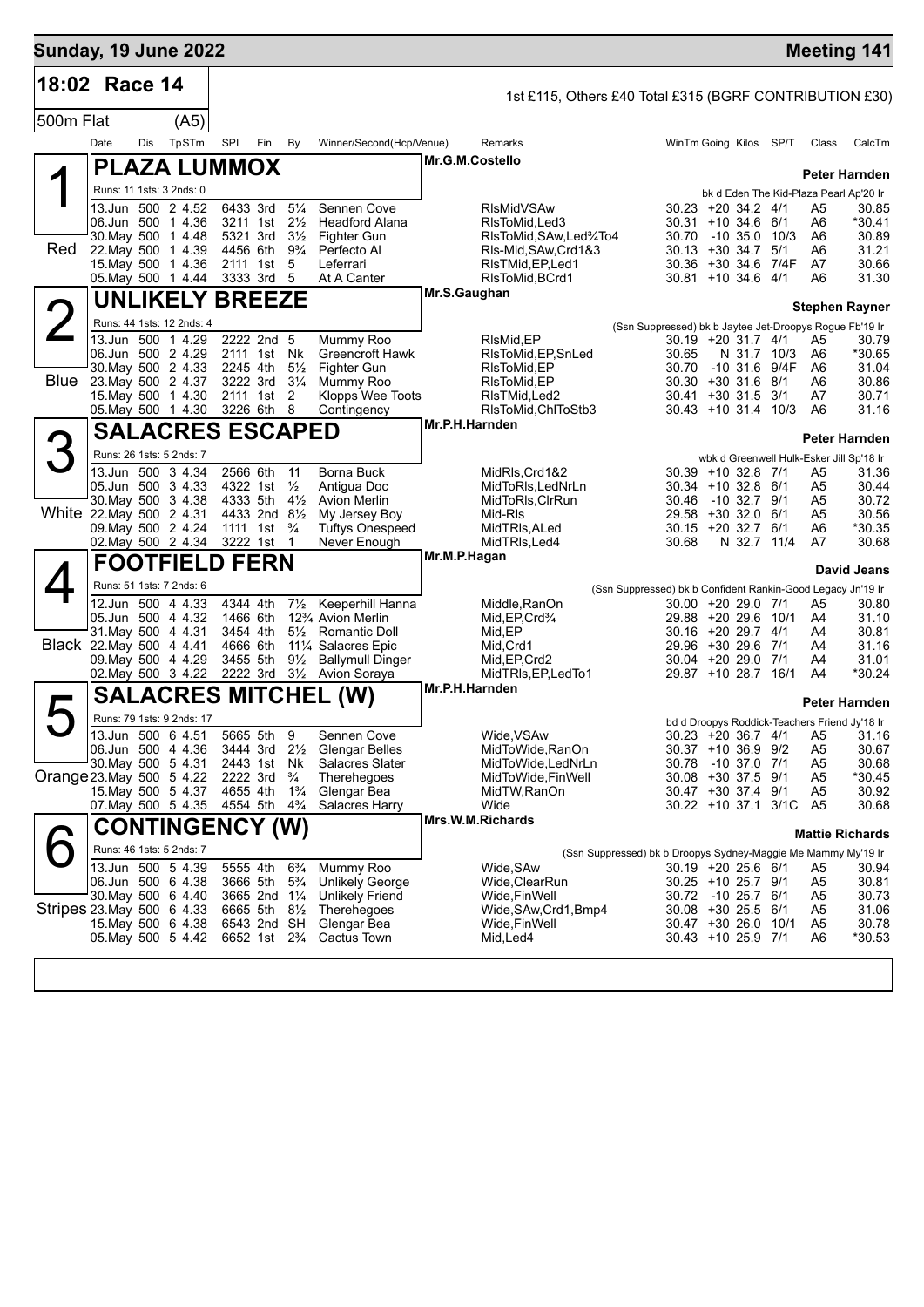## Sunday, 19 June 2022 — Meeting 141

**18:02 Race 14** — 1st £115, Others £40 Total £315 (BGRF CONTRIBUTION £30)

500m Flat (A5)

| Date | Dis | TpSTm | SPI | Fin | By | Winner/Second(Hcp/Venue) | Remarks | WinTm | Going | Kilos | SP/T | Class | CalcTm |
|---|---|---|---|---|---|---|---|---|---|---|---|---|---|

### 1 (Red) PLAZA LUMMOX — Mr.G.M.Costello — Peter Harnden

Runs: 11 1sts: 3 2nds: 0 — bk d Eden The Kid-Plaza Pearl Ap'20 Ir

| Date | Dis | TpSTm | SPI | Fin | By | Winner/Second(Hcp/Venue) | Remarks | WinTm | Going | Kilos | SP/T | Class | CalcTm |
|---|---|---|---|---|---|---|---|---|---|---|---|---|---|
| 13.Jun | 500 | 2 4.52 | 6433 | 3rd | 5¼ | Sennen Cove | RlsMidVSAw | 30.23 | +20 | 34.2 | 4/1 | A5 | 30.85 |
| 06.Jun | 500 | 1 4.36 | 3211 | 1st | 2½ | Headford Alana | RlsToMid,Led3 | 30.31 | +10 | 34.6 | 6/1 | A6 | *30.41 |
| 30.May | 500 | 1 4.48 | 5321 | 3rd | 3½ | Fighter Gun | RlsToMid,SAw,Led¾To4 | 30.70 | -10 | 35.0 | 10/3 | A6 | 30.89 |
| 22.May | 500 | 1 4.39 | 4456 | 6th | 9¾ | Perfecto Al | Rls-Mid,SAw,Crd1&3 | 30.13 | +30 | 34.7 | 5/1 | A6 | 31.21 |
| 15.May | 500 | 1 4.36 | 2111 | 1st | 5 | Leferrari | RlsTMid,EP,Led1 | 30.36 | +30 | 34.6 | 7/4F | A7 | 30.66 |
| 05.May | 500 | 1 4.44 | 3333 | 3rd | 5 | At A Canter | RlsToMid,BCrd1 | 30.81 | +10 | 34.6 | 4/1 | A6 | 31.30 |

### 2 (Blue) UNLIKELY BREEZE — Mr.S.Gaughan — Stephen Rayner

Runs: 44 1sts: 12 2nds: 4 — (Ssn Suppressed) bk b Jaytee Jet-Droopys Rogue Fb'19 Ir

| Date | Dis | TpSTm | SPI | Fin | By | Winner/Second(Hcp/Venue) | Remarks | WinTm | Going | Kilos | SP/T | Class | CalcTm |
|---|---|---|---|---|---|---|---|---|---|---|---|---|---|
| 13.Jun | 500 | 1 4.29 | 2222 | 2nd | 5 | Mummy Roo | RlsMid,EP | 30.19 | +20 | 31.7 | 4/1 | A5 | 30.79 |
| 06.Jun | 500 | 2 4.29 | 2111 | 1st | Nk | Greencroft Hawk | RlsToMid,EP,SnLed | 30.65 | N | 31.7 | 10/3 | A6 | *30.65 |
| 30.May | 500 | 2 4.33 | 2245 | 4th | 5½ | Fighter Gun | RlsToMid,EP | 30.70 | -10 | 31.6 | 9/4F | A6 | 31.04 |
| 23.May | 500 | 2 4.37 | 3222 | 3rd | 3¼ | Mummy Roo | RlsToMid,EP | 30.30 | +30 | 31.6 | 8/1 | A6 | 30.86 |
| 15.May | 500 | 1 4.30 | 2111 | 1st | 2 | Klopps Wee Toots | RlsTMid,Led2 | 30.41 | +30 | 31.5 | 3/1 | A7 | 30.71 |
| 05.May | 500 | 1 4.30 | 3226 | 6th | 8 | Contingency | RlsToMid,ChlToStb3 | 30.43 | +10 | 31.4 | 10/3 | A6 | 31.16 |

### 3 (White) SALACRES ESCAPED — Mr.P.H.Harnden — Peter Harnden

Runs: 26 1sts: 5 2nds: 7 — wbk d Greenwell Hulk-Esker Jill Sp'18 Ir

| Date | Dis | TpSTm | SPI | Fin | By | Winner/Second(Hcp/Venue) | Remarks | WinTm | Going | Kilos | SP/T | Class | CalcTm |
|---|---|---|---|---|---|---|---|---|---|---|---|---|---|
| 13.Jun | 500 | 3 4.34 | 2566 | 6th | 11 | Borna Buck | MidRls,Crd1&2 | 30.39 | +10 | 32.8 | 7/1 | A5 | 31.36 |
| 05.Jun | 500 | 3 4.33 | 4322 | 1st | ½ | Antigua Doc | MidToRls,LedNrLn | 30.34 | +10 | 32.8 | 6/1 | A5 | 30.44 |
| 30.May | 500 | 3 4.38 | 4333 | 5th | 4½ | Avion Merlin | MidToRls,ClrRun | 30.46 | -10 | 32.7 | 9/1 | A5 | 30.72 |
| 22.May | 500 | 2 4.31 | 4433 | 2nd | 8½ | My Jersey Boy | Mid-Rls | 29.58 | +30 | 32.0 | 6/1 | A5 | 30.56 |
| 09.May | 500 | 2 4.24 | 1111 | 1st | ¾ | Tuftys Onespeed | MidTRls,ALed | 30.15 | +20 | 32.7 | 6/1 | A6 | *30.35 |
| 02.May | 500 | 2 4.34 | 3222 | 1st | 1 | Never Enough | MidTRls,Led4 | 30.68 | N | 32.7 | 11/4 | A7 | 30.68 |

### 4 (Black) FOOTFIELD FERN — Mr.M.P.Hagan — David Jeans

Runs: 51 1sts: 7 2nds: 6 — (Ssn Suppressed) bk b Confident Rankin-Good Legacy Jn'19 Ir

| Date | Dis | TpSTm | SPI | Fin | By | Winner/Second(Hcp/Venue) | Remarks | WinTm | Going | Kilos | SP/T | Class | CalcTm |
|---|---|---|---|---|---|---|---|---|---|---|---|---|---|
| 12.Jun | 500 | 4 4.33 | 4344 | 4th | 7½ | Keeperhill Hanna | Middle,RanOn | 30.00 | +20 | 29.0 | 7/1 | A5 | 30.80 |
| 05.Jun | 500 | 4 4.32 | 1466 | 6th | 12¾ | Avion Merlin | Mid,EP,Crd¾ | 29.88 | +20 | 29.6 | 10/1 | A4 | 31.10 |
| 31.May | 500 | 4 4.31 | 3454 | 4th | 5½ | Romantic Doll | Mid,EP | 30.16 | +20 | 29.7 | 4/1 | A4 | 30.81 |
| 22.May | 500 | 4 4.41 | 4666 | 6th | 11¼ | Salacres Epic | Mid,Crd1 | 29.96 | +30 | 29.6 | 7/1 | A4 | 31.16 |
| 09.May | 500 | 4 4.29 | 3455 | 5th | 9½ | Ballymull Dinger | Mid,EP,Crd2 | 30.04 | +20 | 29.0 | 7/1 | A4 | 31.01 |
| 02.May | 500 | 3 4.22 | 2222 | 3rd | 3½ | Avion Soraya | MidTRls,EP,LedTo1 | 29.87 | +10 | 28.7 | 16/1 | A4 | *30.24 |

### 5 (Orange) SALACRES MITCHEL (W) — Mr.P.H.Harnden — Peter Harnden

Runs: 79 1sts: 9 2nds: 17 — bd d Droopys Roddick-Teachers Friend Jy'18 Ir

| Date | Dis | TpSTm | SPI | Fin | By | Winner/Second(Hcp/Venue) | Remarks | WinTm | Going | Kilos | SP/T | Class | CalcTm |
|---|---|---|---|---|---|---|---|---|---|---|---|---|---|
| 13.Jun | 500 | 6 4.51 | 5665 | 5th | 9 | Sennen Cove | Wide,VSAw | 30.23 | +20 | 36.7 | 4/1 | A5 | 31.16 |
| 06.Jun | 500 | 4 4.36 | 3444 | 3rd | 2½ | Glengar Belles | MidToWide,RanOn | 30.37 | +10 | 36.9 | 9/2 | A5 | 30.67 |
| 30.May | 500 | 5 4.31 | 2443 | 1st | Nk | Salacres Slater | MidToWide,LedNrLn | 30.78 | -10 | 37.0 | 7/1 | A5 | 30.68 |
| 23.May | 500 | 5 4.22 | 2222 | 3rd | ¾ | Therehegoes | MidToWide,FinWell | 30.08 | +30 | 37.5 | 9/1 | A5 | *30.45 |
| 15.May | 500 | 5 4.37 | 4655 | 4th | 1¾ | Glengar Bea | MidTW,RanOn | 30.47 | +30 | 37.4 | 9/1 | A5 | 30.92 |
| 07.May | 500 | 5 4.35 | 4554 | 5th | 4¾ | Salacres Harry | Wide | 30.22 | +10 | 37.1 | 3/1C | A5 | 30.68 |

### 6 (Stripes) CONTINGENCY (W) — Mrs.W.M.Richards — Mattie Richards

Runs: 46 1sts: 5 2nds: 7 — (Ssn Suppressed) bk b Droopys Sydney-Maggie Me Mammy My'19 Ir

| Date | Dis | TpSTm | SPI | Fin | By | Winner/Second(Hcp/Venue) | Remarks | WinTm | Going | Kilos | SP/T | Class | CalcTm |
|---|---|---|---|---|---|---|---|---|---|---|---|---|---|
| 13.Jun | 500 | 5 4.39 | 5555 | 4th | 6¾ | Mummy Roo | Wide,SAw | 30.19 | +20 | 25.6 | 6/1 | A5 | 30.94 |
| 06.Jun | 500 | 6 4.38 | 3666 | 5th | 5¾ | Unlikely George | Wide,ClearRun | 30.25 | +10 | 25.7 | 9/1 | A5 | 30.81 |
| 30.May | 500 | 6 4.40 | 3665 | 2nd | 1¼ | Unlikely Friend | Wide,FinWell | 30.72 | -10 | 25.7 | 6/1 | A5 | 30.73 |
| 23.May | 500 | 6 4.33 | 6665 | 5th | 8½ | Therehegoes | Wide,SAw,Crd1,Bmp4 | 30.08 | +30 | 25.5 | 6/1 | A5 | 31.06 |
| 15.May | 500 | 6 4.38 | 6543 | 2nd | SH | Glengar Bea | Wide,FinWell | 30.47 | +30 | 26.0 | 10/1 | A5 | 30.78 |
| 05.May | 500 | 5 4.42 | 6652 | 1st | 2¾ | Cactus Town | Mid,Led4 | 30.43 | +10 | 25.9 | 7/1 | A6 | *30.53 |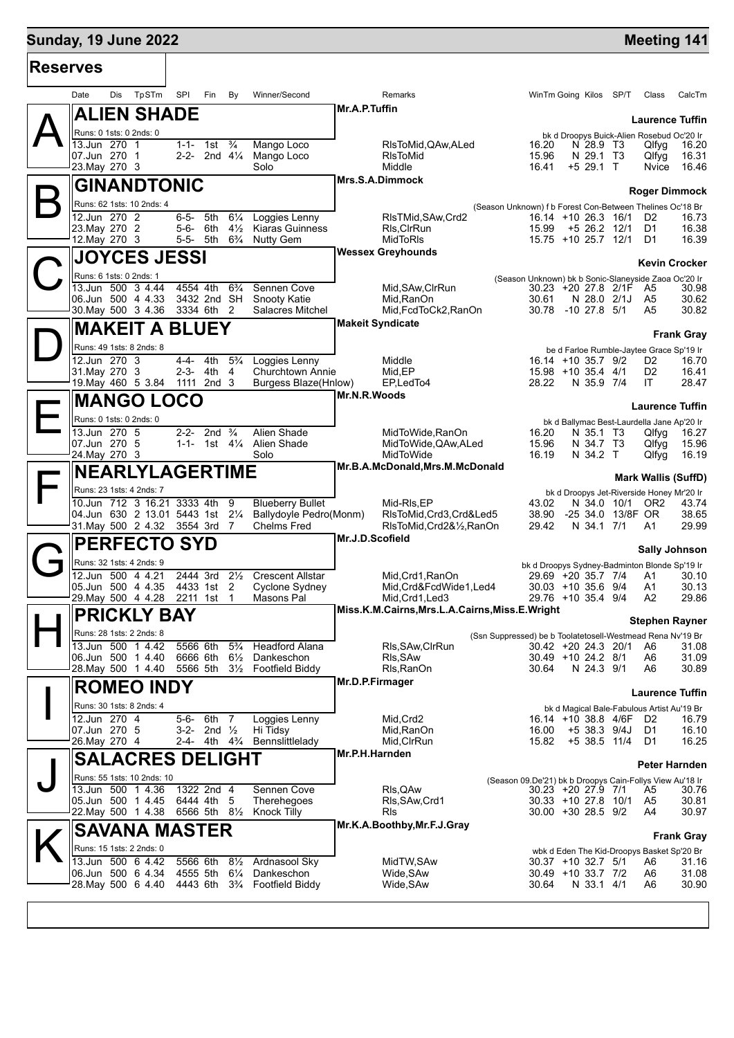## Sunday, 19 June 2022 — Meeting 141

### Reserves

| Date | Dis | TpSTm | SPI | Fin | By | Winner/Second | Remarks | WinTm | Going | Kilos | SP/T | Class | CalcTm |
|---|---|---|---|---|---|---|---|---|---|---|---|---|---|

### A — ALIEN SHADE
Mr.A.P.Tuffin — Laurence Tuffin
Runs: 0 1sts: 0 2nds: 0 — bk d Droopys Buick-Alien Rosebud Oc'20 Ir

| Date | Dis | TpSTm | SPI | Fin | By | Winner/Second | Remarks | WinTm | Going | Kilos | SP/T | Class | CalcTm |
|---|---|---|---|---|---|---|---|---|---|---|---|---|---|
| 13.Jun | 270 | 1 | 1-1- | 1st | ¾ | Mango Loco | RlsToMid,QAw,ALed | 16.20 | N | 28.9 | T3 | Qlfyg | 16.20 |
| 07.Jun | 270 | 1 | 2-2- | 2nd | 4¼ | Mango Loco | RlsToMid | 15.96 | N | 29.1 | T3 | Qlfyg | 16.31 |
| 23.May | 270 | 3 | | | | Solo | Middle | 16.41 | +5 | 29.1 | T | Nvice | 16.46 |

### B — GINANDTONIC
Mrs.S.A.Dimmock — Roger Dimmock
Runs: 62 1sts: 10 2nds: 4 — (Season Unknown) f b Forest Con-Between Thelines Oc'18 Br

| Date | Dis | TpSTm | SPI | Fin | By | Winner/Second | Remarks | WinTm | Going | Kilos | SP/T | Class | CalcTm |
|---|---|---|---|---|---|---|---|---|---|---|---|---|---|
| 12.Jun | 270 | 2 | 6-5- | 5th | 6¼ | Loggies Lenny | RlsTMid,SAw,Crd2 | 16.14 | +10 | 26.3 | 16/1 | D2 | 16.73 |
| 23.May | 270 | 2 | 5-6- | 6th | 4½ | Kiaras Guinness | Rls,ClrRun | 15.99 | +5 | 26.2 | 12/1 | D1 | 16.38 |
| 12.May | 270 | 3 | 5-5- | 5th | 6¾ | Nutty Gem | MidToRls | 15.75 | +10 | 25.7 | 12/1 | D1 | 16.39 |

### C — JOYCES JESSI
Wessex Greyhounds — Kevin Crocker
Runs: 6 1sts: 0 2nds: 1 — (Season Unknown) bk b Sonic-Slaneyside Zaoa Oc'20 Ir

| Date | Dis | TpSTm | SPI | Fin | By | Winner/Second | Remarks | WinTm | Going | Kilos | SP/T | Class | CalcTm |
|---|---|---|---|---|---|---|---|---|---|---|---|---|---|
| 13.Jun | 500 | 3 4.44 | 4554 | 4th | 6¾ | Sennen Cove | Mid,SAw,ClrRun | 30.23 | +20 | 27.8 | 2/1F | A5 | 30.98 |
| 06.Jun | 500 | 4 4.33 | 3432 | 2nd | SH | Snooty Katie | Mid,RanOn | 30.61 | N | 28.0 | 2/1J | A5 | 30.62 |
| 30.May | 500 | 3 4.36 | 3334 | 6th | 2 | Salacres Mitchel | Mid,FcdToCk2,RanOn | 30.78 | -10 | 27.8 | 5/1 | A5 | 30.82 |

### D — MAKEIT A BLUEY
Makeit Syndicate — Frank Gray
Runs: 49 1sts: 8 2nds: 8 — be d Farloe Rumble-Jaytee Grace Sp'19 Ir

| Date | Dis | TpSTm | SPI | Fin | By | Winner/Second | Remarks | WinTm | Going | Kilos | SP/T | Class | CalcTm |
|---|---|---|---|---|---|---|---|---|---|---|---|---|---|
| 12.Jun | 270 | 3 | 4-4- | 4th | 5¾ | Loggies Lenny | Middle | 16.14 | +10 | 35.7 | 9/2 | D2 | 16.70 |
| 31.May | 270 | 3 | 2-3- | 4th | 4 | Churchtown Annie | Mid,EP | 15.98 | +10 | 35.4 | 4/1 | D2 | 16.41 |
| 19.May | 460 | 5 3.84 | 1111 | 2nd | 3 | Burgess Blaze(Hnlow) | EP,LedTo4 | 28.22 | N | 35.9 | 7/4 | IT | 28.47 |

### E — MANGO LOCO
Mr.N.R.Woods — Laurence Tuffin
Runs: 0 1sts: 0 2nds: 0 — bk d Ballymac Best-Laurdella Jane Ap'20 Ir

| Date | Dis | TpSTm | SPI | Fin | By | Winner/Second | Remarks | WinTm | Going | Kilos | SP/T | Class | CalcTm |
|---|---|---|---|---|---|---|---|---|---|---|---|---|---|
| 13.Jun | 270 | 5 | 2-2- | 2nd | ¾ | Alien Shade | MidToWide,RanOn | 16.20 | N | 35.1 | T3 | Qlfyg | 16.27 |
| 07.Jun | 270 | 5 | 1-1- | 1st | 4¼ | Alien Shade | MidToWide,QAw,ALed | 15.96 | N | 34.7 | T3 | Qlfyg | 15.96 |
| 24.May | 270 | 3 | | | | Solo | MidToWide | 16.19 | N | 34.2 | T | Qlfyg | 16.19 |

### F — NEARLYLAGERTIME
Mr.B.A.McDonald,Mrs.M.McDonald — Mark Wallis (SuffD)
Runs: 23 1sts: 4 2nds: 7 — bk d Droopys Jet-Riverside Honey Mr'20 Ir

| Date | Dis | TpSTm | SPI | Fin | By | Winner/Second | Remarks | WinTm | Going | Kilos | SP/T | Class | CalcTm |
|---|---|---|---|---|---|---|---|---|---|---|---|---|---|
| 10.Jun | 712 | 3 16.21 | 3333 | 4th | 9 | Blueberry Bullet | Mid-Rls,EP | 43.02 | N | 34.0 | 10/1 | OR2 | 43.74 |
| 04.Jun | 630 | 2 13.01 | 5443 | 1st | 2¼ | Ballydoyle Pedro(Monm) | RlsToMid,Crd3,Crd&Led5 | 38.90 | -25 | 34.0 | 13/8F | OR | 38.65 |
| 31.May | 500 | 2 4.32 | 3554 | 3rd | 7 | Chelms Fred | RlsToMid,Crd2&½,RanOn | 29.42 | N | 34.1 | 7/1 | A1 | 29.99 |

### G — PERFECTO SYD
Mr.J.D.Scofield — Sally Johnson
Runs: 32 1sts: 4 2nds: 9 — bk d Droopys Sydney-Badminton Blonde Sp'19 Ir

| Date | Dis | TpSTm | SPI | Fin | By | Winner/Second | Remarks | WinTm | Going | Kilos | SP/T | Class | CalcTm |
|---|---|---|---|---|---|---|---|---|---|---|---|---|---|
| 12.Jun | 500 | 4 4.21 | 2444 | 3rd | 2½ | Crescent Allstar | Mid,Crd1,RanOn | 29.69 | +20 | 35.7 | 7/4 | A1 | 30.10 |
| 05.Jun | 500 | 4 4.35 | 4433 | 1st | 2 | Cyclone Sydney | Mid,Crd&FcdWide1,Led4 | 30.03 | +10 | 35.6 | 9/4 | A1 | 30.13 |
| 29.May | 500 | 4 4.28 | 2211 | 1st | 1 | Masons Pal | Mid,Crd1,Led3 | 29.76 | +10 | 35.4 | 9/4 | A2 | 29.86 |

### H — PRICKLY BAY
Miss.K.M.Cairns,Mrs.L.A.Cairns,Miss.E.Wright — Stephen Rayner
Runs: 28 1sts: 2 2nds: 8 — (Ssn Suppressed) be b Toolatetosell-Westmead Rena Nv'19 Br

| Date | Dis | TpSTm | SPI | Fin | By | Winner/Second | Remarks | WinTm | Going | Kilos | SP/T | Class | CalcTm |
|---|---|---|---|---|---|---|---|---|---|---|---|---|---|
| 13.Jun | 500 | 1 4.42 | 5566 | 6th | 5¾ | Headford Alana | Rls,SAw,ClrRun | 30.42 | +20 | 24.3 | 20/1 | A6 | 31.08 |
| 06.Jun | 500 | 1 4.40 | 6666 | 6th | 6½ | Dankeschon | Rls,SAw | 30.49 | +10 | 24.2 | 8/1 | A6 | 31.09 |
| 28.May | 500 | 1 4.40 | 5566 | 5th | 3½ | Footfield Biddy | Rls,RanOn | 30.64 | N | 24.3 | 9/1 | A6 | 30.89 |

### I — ROMEO INDY
Mr.D.P.Firmager — Laurence Tuffin
Runs: 30 1sts: 8 2nds: 4 — bk d Magical Bale-Fabulous Artist Au'19 Br

| Date | Dis | TpSTm | SPI | Fin | By | Winner/Second | Remarks | WinTm | Going | Kilos | SP/T | Class | CalcTm |
|---|---|---|---|---|---|---|---|---|---|---|---|---|---|
| 12.Jun | 270 | 4 | 5-6- | 6th | 7 | Loggies Lenny | Mid,Crd2 | 16.14 | +10 | 38.8 | 4/6F | D2 | 16.79 |
| 07.Jun | 270 | 5 | 3-2- | 2nd | ½ | Hi Tidsy | Mid,RanOn | 16.00 | +5 | 38.3 | 9/4J | D1 | 16.10 |
| 26.May | 270 | 4 | 2-4- | 4th | 4¾ | Bennslittlelady | Mid,ClrRun | 15.82 | +5 | 38.5 | 11/4 | D1 | 16.25 |

### J — SALACRES DELIGHT
Mr.P.H.Harnden — Peter Harnden
Runs: 55 1sts: 10 2nds: 10 — (Season 09.De'21) bk b Droopys Cain-Follys View Au'18 Ir

| Date | Dis | TpSTm | SPI | Fin | By | Winner/Second | Remarks | WinTm | Going | Kilos | SP/T | Class | CalcTm |
|---|---|---|---|---|---|---|---|---|---|---|---|---|---|
| 13.Jun | 500 | 1 4.36 | 1322 | 2nd | 4 | Sennen Cove | Rls,QAw | 30.23 | +20 | 27.9 | 7/1 | A5 | 30.76 |
| 05.Jun | 500 | 1 4.45 | 6444 | 4th | 5 | Therehegoes | Rls,SAw,Crd1 | 30.33 | +10 | 27.8 | 10/1 | A5 | 30.81 |
| 22.May | 500 | 1 4.38 | 6566 | 5th | 8½ | Knock Tilly | Rls | 30.00 | +30 | 28.5 | 9/2 | A4 | 30.97 |

### K — SAVANA MASTER
Mr.K.A.Boothby,Mr.F.J.Gray — Frank Gray
Runs: 15 1sts: 2 2nds: 0 — wbk d Eden The Kid-Droopys Basket Sp'20 Br

| Date | Dis | TpSTm | SPI | Fin | By | Winner/Second | Remarks | WinTm | Going | Kilos | SP/T | Class | CalcTm |
|---|---|---|---|---|---|---|---|---|---|---|---|---|---|
| 13.Jun | 500 | 6 4.42 | 5566 | 6th | 8½ | Ardnasool Sky | MidTW,SAw | 30.37 | +10 | 32.7 | 5/1 | A6 | 31.16 |
| 06.Jun | 500 | 6 4.34 | 4555 | 5th | 6¼ | Dankeschon | Wide,SAw | 30.49 | +10 | 33.7 | 7/2 | A6 | 31.08 |
| 28.May | 500 | 6 4.40 | 4443 | 6th | 3¾ | Footfield Biddy | Wide,SAw | 30.64 | N | 33.1 | 4/1 | A6 | 30.90 |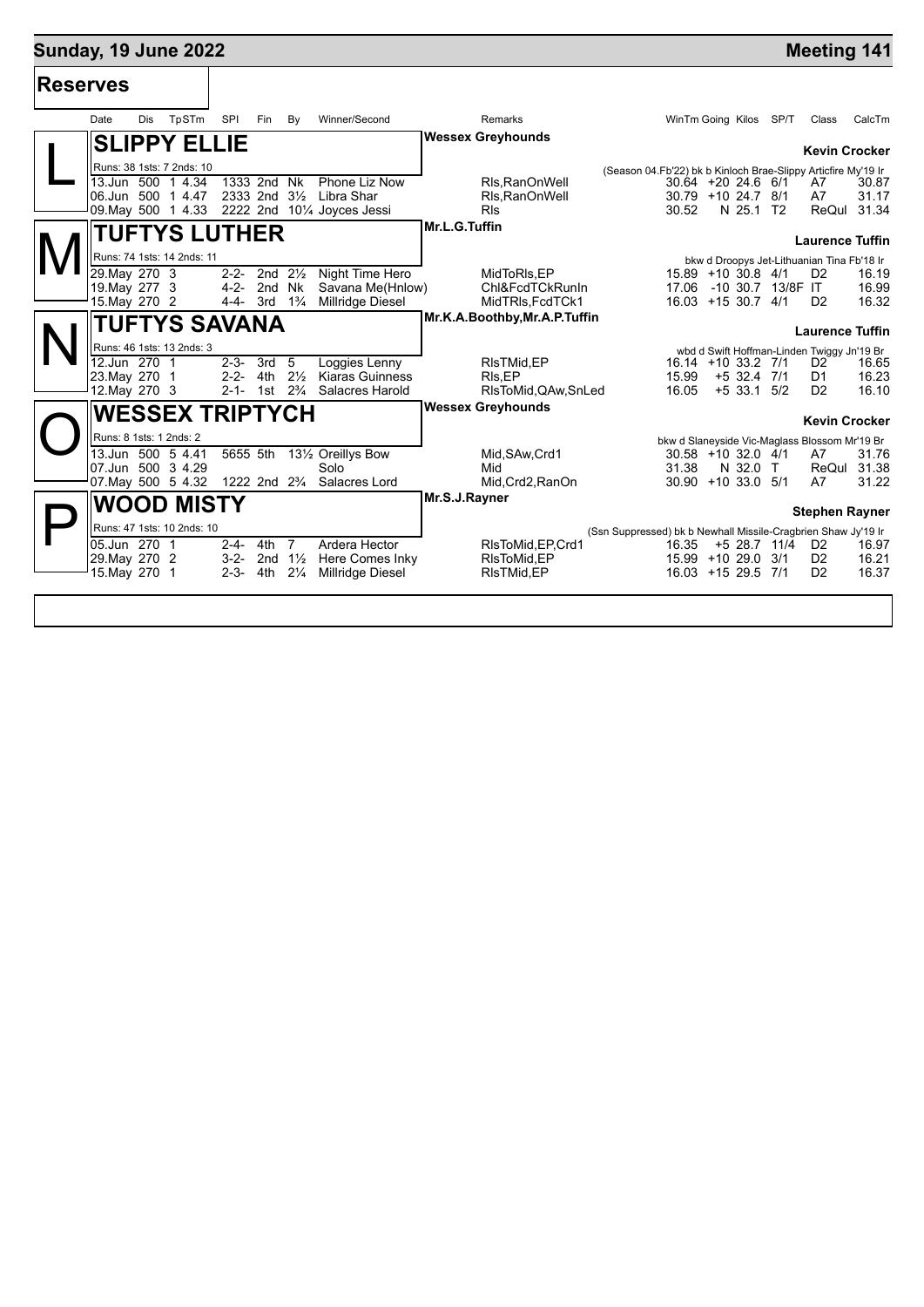## Sunday, 19 June 2022

## Meeting 141

### Reserves

| Date | Dis | TpSTm | SPl | Fin | By | Winner/Second | Remarks | WinTm | Going | Kilos | SP/T | Class | CalcTm |
|---|---|---|---|---|---|---|---|---|---|---|---|---|---|

**L — SLIPPY ELLIE** — Wessex Greyhounds — Kevin Crocker

Runs: 38 1sts: 7 2nds: 10 — (Season 04.Fb'22) bk b Kinloch Brae-Slippy Articfire My'19 Ir

| Date | Dis | TpSTm | SPl | Fin | By | Winner/Second | Remarks | WinTm | Going | Kilos | SP/T | Class | CalcTm |
|---|---|---|---|---|---|---|---|---|---|---|---|---|---|
| 13.Jun | 500 | 1 4.34 | 1333 | 2nd | Nk | Phone Liz Now | Rls,RanOnWell | 30.64 | +20 | 24.6 | 6/1 | A7 | 30.87 |
| 06.Jun | 500 | 1 4.47 | 2333 | 2nd | 3½ | Libra Shar | Rls,RanOnWell | 30.79 | +10 | 24.7 | 8/1 | A7 | 31.17 |
| 09.May | 500 | 1 4.33 | 2222 | 2nd | 10¼ | Joyces Jessi | Rls | 30.52 | N | 25.1 | T2 | ReQul | 31.34 |

**M — TUFTYS LUTHER** — Mr.L.G.Tuffin — Laurence Tuffin

Runs: 74 1sts: 14 2nds: 11 — bkw d Droopys Jet-Lithuanian Tina Fb'18 Ir

| Date | Dis | TpSTm | SPl | Fin | By | Winner/Second | Remarks | WinTm | Going | Kilos | SP/T | Class | CalcTm |
|---|---|---|---|---|---|---|---|---|---|---|---|---|---|
| 29.May | 270 | 3 | 2-2- | 2nd | 2½ | Night Time Hero | MidToRls,EP | 15.89 | +10 | 30.8 | 4/1 | D2 | 16.19 |
| 19.May | 277 | 3 | 4-2- | 2nd | Nk | Savana Me(Hnlow) | Chl&FcdTCkRunIn | 17.06 | -10 | 30.7 | 13/8F | IT | 16.99 |
| 15.May | 270 | 2 | 4-4- | 3rd | 1¾ | Millridge Diesel | MidTRls,FcdTCk1 | 16.03 | +15 | 30.7 | 4/1 | D2 | 16.32 |

**N — TUFTYS SAVANA** — Mr.K.A.Boothby,Mr.A.P.Tuffin — Laurence Tuffin

Runs: 46 1sts: 13 2nds: 3 — wbd d Swift Hoffman-Linden Twiggy Jn'19 Br

| Date | Dis | TpSTm | SPl | Fin | By | Winner/Second | Remarks | WinTm | Going | Kilos | SP/T | Class | CalcTm |
|---|---|---|---|---|---|---|---|---|---|---|---|---|---|
| 12.Jun | 270 | 1 | 2-3- | 3rd | 5 | Loggies Lenny | RlsTMid,EP | 16.14 | +10 | 33.2 | 7/1 | D2 | 16.65 |
| 23.May | 270 | 1 | 2-2- | 4th | 2½ | Kiaras Guinness | Rls,EP | 15.99 | +5 | 32.4 | 7/1 | D1 | 16.23 |
| 12.May | 270 | 3 | 2-1- | 1st | 2¾ | Salacres Harold | RlsToMid,QAw,SnLed | 16.05 | +5 | 33.1 | 5/2 | D2 | 16.10 |

**O — WESSEX TRIPTYCH** — Wessex Greyhounds — Kevin Crocker

Runs: 8 1sts: 1 2nds: 2 — bkw d Slaneyside Vic-Maglass Blossom Mr'19 Br

| Date | Dis | TpSTm | SPl | Fin | By | Winner/Second | Remarks | WinTm | Going | Kilos | SP/T | Class | CalcTm |
|---|---|---|---|---|---|---|---|---|---|---|---|---|---|
| 13.Jun | 500 | 5 4.41 | 5655 | 5th | 13½ | Oreillys Bow | Mid,SAw,Crd1 | 30.58 | +10 | 32.0 | 4/1 | A7 | 31.76 |
| 07.Jun | 500 | 3 4.29 | | | | Solo | Mid | 31.38 | N | 32.0 | T | ReQul | 31.38 |
| 07.May | 500 | 5 4.32 | 1222 | 2nd | 2¾ | Salacres Lord | Mid,Crd2,RanOn | 30.90 | +10 | 33.0 | 5/1 | A7 | 31.22 |

**P — WOOD MISTY** — Mr.S.J.Rayner — Stephen Rayner

Runs: 47 1sts: 10 2nds: 10 — (Ssn Suppressed) bk b Newhall Missile-Cragbrien Shaw Jy'19 Ir

| Date | Dis | TpSTm | SPl | Fin | By | Winner/Second | Remarks | WinTm | Going | Kilos | SP/T | Class | CalcTm |
|---|---|---|---|---|---|---|---|---|---|---|---|---|---|
| 05.Jun | 270 | 1 | 2-4- | 4th | 7 | Ardera Hector | RlsToMid,EP,Crd1 | 16.35 | +5 | 28.7 | 11/4 | D2 | 16.97 |
| 29.May | 270 | 2 | 3-2- | 2nd | 1½ | Here Comes Inky | RlsToMid,EP | 15.99 | +10 | 29.0 | 3/1 | D2 | 16.21 |
| 15.May | 270 | 1 | 2-3- | 4th | 2¼ | Millridge Diesel | RlsTMid,EP | 16.03 | +15 | 29.5 | 7/1 | D2 | 16.37 |